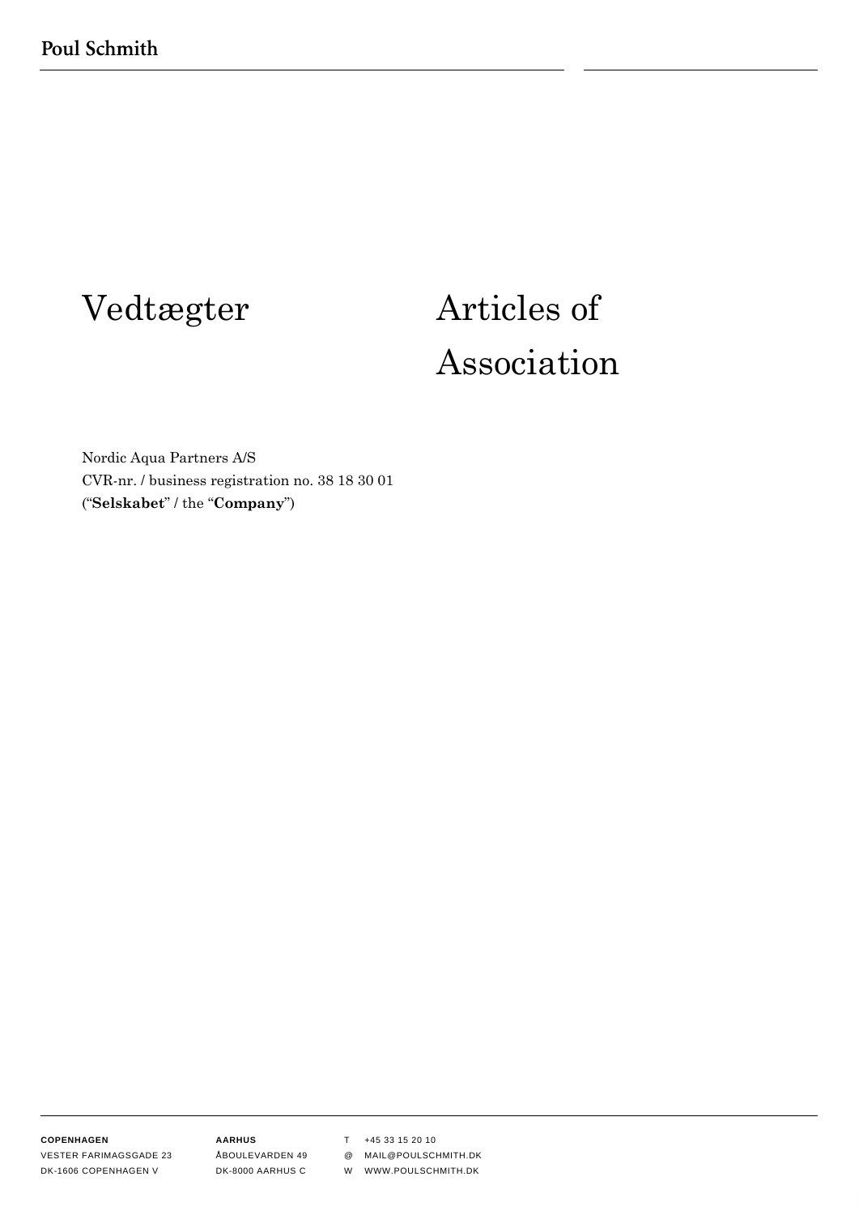# Vedtægter

# Articles of Association

Nordic Aqua Partners A/S
CVR-nr. / business registration no. 38 18 30 01
("**Selskabet**" / the "**Company**")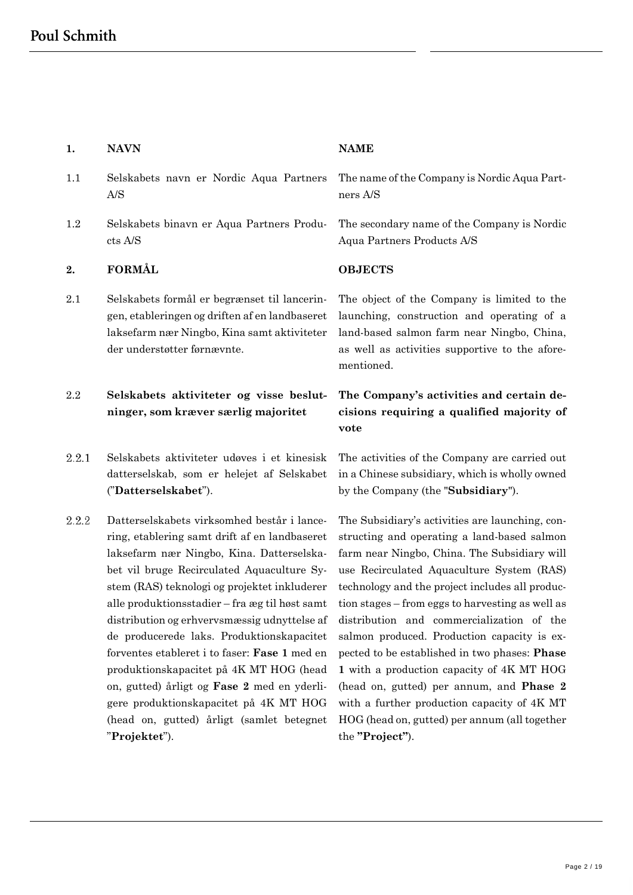| | | |
|---|---|---|
| **1.** | **NAVN** | **NAME** |
| 1.1 | Selskabets navn er Nordic Aqua Partners A/S | The name of the Company is Nordic Aqua Partners A/S |
| 1.2 | Selskabets binavn er Aqua Partners Products A/S | The secondary name of the Company is Nordic Aqua Partners Products A/S |
| **2.** | **FORMÅL** | **OBJECTS** |
| 2.1 | Selskabets formål er begrænset til lanceringen, etableringen og driften af en landbaseret laksefarm nær Ningbo, Kina samt aktiviteter der understøtter førnævnte. | The object of the Company is limited to the launching, construction and operating of a land-based salmon farm near Ningbo, China, as well as activities supportive to the aforementioned. |
| 2.2 | **Selskabets aktiviteter og visse beslutninger, som kræver særlig majoritet** | **The Company's activities and certain decisions requiring a qualified majority of vote** |
| 2.2.1 | Selskabets aktiviteter udøves i et kinesisk datterselskab, som er helejet af Selskabet ("**Datterselskabet**"). | The activities of the Company are carried out in a Chinese subsidiary, which is wholly owned by the Company (the "**Subsidiary**"). |
| 2.2.2 | Datterselskabets virksomhed består i lancering, etablering samt drift af en landbaseret laksefarm nær Ningbo, Kina. Datterselskabet vil bruge Recirculated Aquaculture System (RAS) teknologi og projektet inkluderer alle produktionsstadier – fra æg til høst samt distribution og erhvervsmæssig udnyttelse af de producerede laks. Produktionskapacitet forventes etableret i to faser: **Fase 1** med en produktionskapacitet på 4K MT HOG (head on, gutted) årligt og **Fase 2** med en yderligere produktionskapacitet på 4K MT HOG (head on, gutted) årligt (samlet betegnet "**Projektet**"). | The Subsidiary's activities are launching, constructing and operating a land-based salmon farm near Ningbo, China. The Subsidiary will use Recirculated Aquaculture System (RAS) technology and the project includes all production stages – from eggs to harvesting as well as distribution and commercialization of the salmon produced. Production capacity is expected to be established in two phases: **Phase 1** with a production capacity of 4K MT HOG (head on, gutted) per annum, and **Phase 2** with a further production capacity of 4K MT HOG (head on, gutted) per annum (all together the **"Project"**). |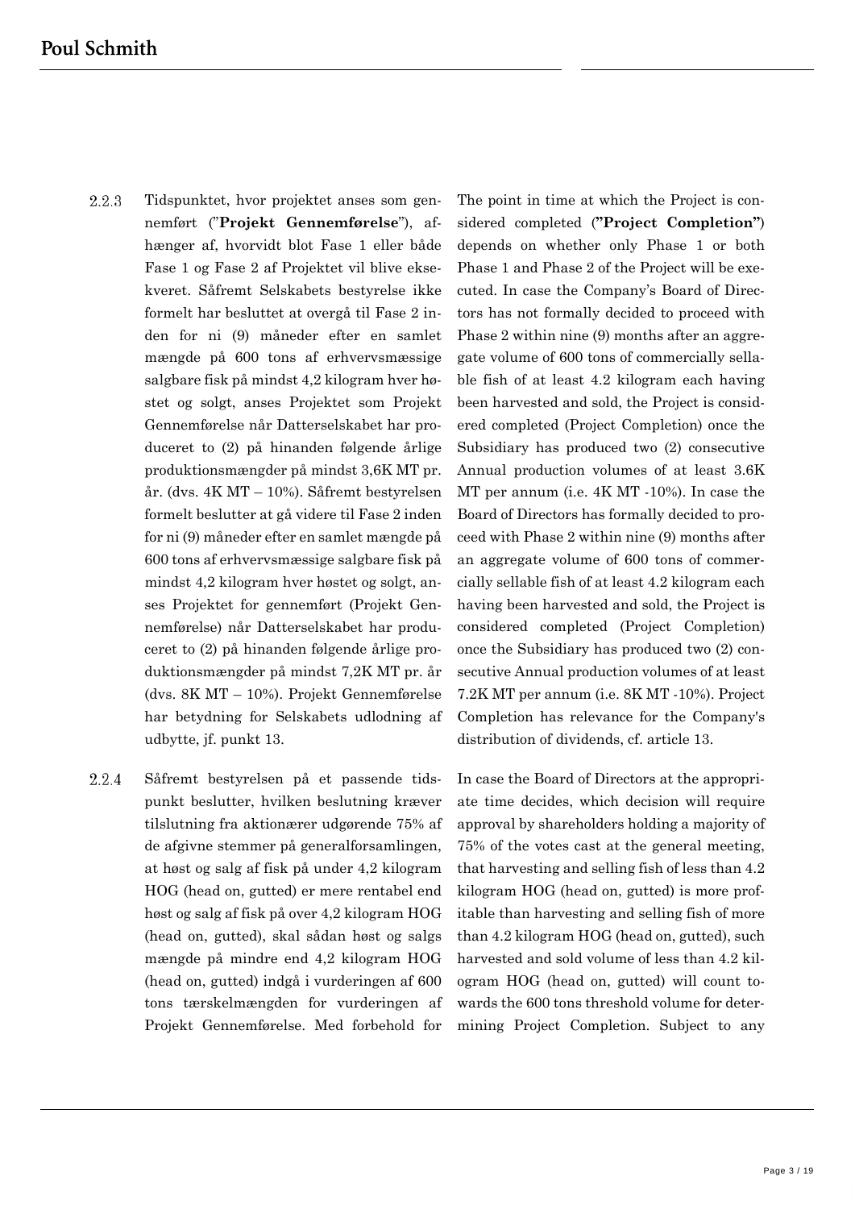2.2.3 Tidspunktet, hvor projektet anses som gennemført ("**Projekt Gennemførelse**"), afhænger af, hvorvidt blot Fase 1 eller både Fase 1 og Fase 2 af Projektet vil blive eksekveret. Såfremt Selskabets bestyrelse ikke formelt har besluttet at overgå til Fase 2 inden for ni (9) måneder efter en samlet mængde på 600 tons af erhvervsmæssige salgbare fisk på mindst 4,2 kilogram hver høstet og solgt, anses Projektet som Projekt Gennemførelse når Datterselskabet har produceret to (2) på hinanden følgende årlige produktionsmængder på mindst 3,6K MT pr. år. (dvs. 4K MT – 10%). Såfremt bestyrelsen formelt beslutter at gå videre til Fase 2 inden for ni (9) måneder efter en samlet mængde på 600 tons af erhvervsmæssige salgbare fisk på mindst 4,2 kilogram hver høstet og solgt, anses Projektet for gennemført (Projekt Gennemførelse) når Datterselskabet har produceret to (2) på hinanden følgende årlige produktionsmængder på mindst 7,2K MT pr. år (dvs. 8K MT – 10%). Projekt Gennemførelse har betydning for Selskabets udlodning af udbytte, jf. punkt 13.

The point in time at which the Project is considered completed (**"Project Completion"**) depends on whether only Phase 1 or both Phase 1 and Phase 2 of the Project will be executed. In case the Company's Board of Directors has not formally decided to proceed with Phase 2 within nine (9) months after an aggregate volume of 600 tons of commercially sellable fish of at least 4.2 kilogram each having been harvested and sold, the Project is considered completed (Project Completion) once the Subsidiary has produced two (2) consecutive Annual production volumes of at least 3.6K MT per annum (i.e. 4K MT -10%). In case the Board of Directors has formally decided to proceed with Phase 2 within nine (9) months after an aggregate volume of 600 tons of commercially sellable fish of at least 4.2 kilogram each having been harvested and sold, the Project is considered completed (Project Completion) once the Subsidiary has produced two (2) consecutive Annual production volumes of at least 7.2K MT per annum (i.e. 8K MT -10%). Project Completion has relevance for the Company's distribution of dividends, cf. article 13.

2.2.4 Såfremt bestyrelsen på et passende tidspunkt beslutter, hvilken beslutning kræver tilslutning fra aktionærer udgørende 75% af de afgivne stemmer på generalforsamlingen, at høst og salg af fisk på under 4,2 kilogram HOG (head on, gutted) er mere rentabel end høst og salg af fisk på over 4,2 kilogram HOG (head on, gutted), skal sådan høst og salgs mængde på mindre end 4,2 kilogram HOG (head on, gutted) indgå i vurderingen af 600 tons tærskelmængden for vurderingen af Projekt Gennemførelse. Med forbehold for

In case the Board of Directors at the appropriate time decides, which decision will require approval by shareholders holding a majority of 75% of the votes cast at the general meeting, that harvesting and selling fish of less than 4.2 kilogram HOG (head on, gutted) is more profitable than harvesting and selling fish of more than 4.2 kilogram HOG (head on, gutted), such harvested and sold volume of less than 4.2 kilogram HOG (head on, gutted) will count towards the 600 tons threshold volume for determining Project Completion. Subject to any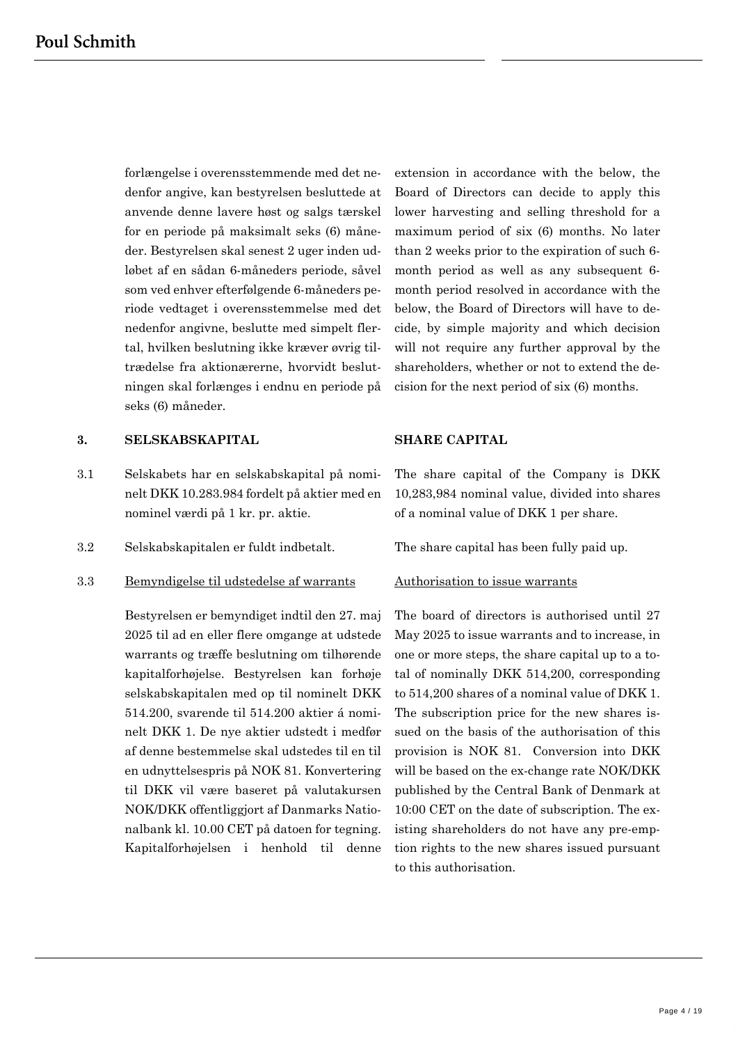forlængelse i overensstemmende med det nedenfor angive, kan bestyrelsen besluttede at anvende denne lavere høst og salgs tærskel for en periode på maksimalt seks (6) måneder. Bestyrelsen skal senest 2 uger inden udløbet af en sådan 6-måneders periode, såvel som ved enhver efterfølgende 6-måneders periode vedtaget i overensstemmelse med det nedenfor angivne, beslutte med simpelt flertal, hvilken beslutning ikke kræver øvrig tiltrædelse fra aktionærerne, hvorvidt beslutningen skal forlænges i endnu en periode på seks (6) måneder.

extension in accordance with the below, the Board of Directors can decide to apply this lower harvesting and selling threshold for a maximum period of six (6) months. No later than 2 weeks prior to the expiration of such 6-month period as well as any subsequent 6-month period resolved in accordance with the below, the Board of Directors will have to decide, by simple majority and which decision will not require any further approval by the shareholders, whether or not to extend the decision for the next period of six (6) months.

## 3. SELSKABSKAPITAL

## SHARE CAPITAL

3.1 Selskabets har en selskabskapital på nominelt DKK 10.283.984 fordelt på aktier med en nominel værdi på 1 kr. pr. aktie.

The share capital of the Company is DKK 10,283,984 nominal value, divided into shares of a nominal value of DKK 1 per share.

3.2 Selskabskapitalen er fuldt indbetalt.

The share capital has been fully paid up.

3.3 <u>Bemyndigelse til udstedelse af warrants</u>

<u>Authorisation to issue warrants</u>

Bestyrelsen er bemyndiget indtil den 27. maj 2025 til ad en eller flere omgange at udstede warrants og træffe beslutning om tilhørende kapitalforhøjelse. Bestyrelsen kan forhøje selskabskapitalen med op til nominelt DKK 514.200, svarende til 514.200 aktier á nominelt DKK 1. De nye aktier udstedt i medfør af denne bestemmelse skal udstedes til en til en udnyttelsespris på NOK 81. Konvertering til DKK vil være baseret på valutakursen NOK/DKK offentliggjort af Danmarks Nationalbank kl. 10.00 CET på datoen for tegning. Kapitalforhøjelsen i henhold til denne

The board of directors is authorised until 27 May 2025 to issue warrants and to increase, in one or more steps, the share capital up to a total of nominally DKK 514,200, corresponding to 514,200 shares of a nominal value of DKK 1. The subscription price for the new shares issued on the basis of the authorisation of this provision is NOK 81. Conversion into DKK will be based on the ex-change rate NOK/DKK published by the Central Bank of Denmark at 10:00 CET on the date of subscription. The existing shareholders do not have any pre-emption rights to the new shares issued pursuant to this authorisation.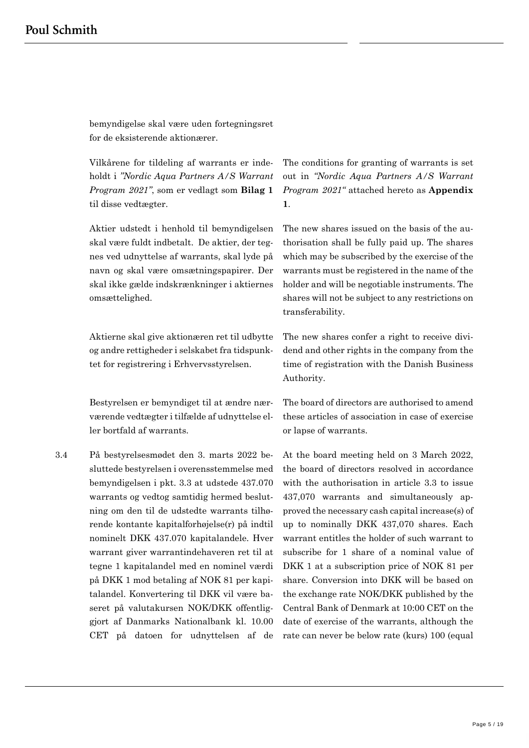bemyndigelse skal være uden fortegningsret for de eksisterende aktionærer.

Vilkårene for tildeling af warrants er indeholdt i *"Nordic Aqua Partners A/S Warrant Program 2021"*, som er vedlagt som **Bilag 1** til disse vedtægter.

The conditions for granting of warrants is set out in *"Nordic Aqua Partners A/S Warrant Program 2021"* attached hereto as **Appendix 1**.

Aktier udstedt i henhold til bemyndigelsen skal være fuldt indbetalt. De aktier, der tegnes ved udnyttelse af warrants, skal lyde på navn og skal være omsætningspapirer. Der skal ikke gælde indskrænkninger i aktiernes omsættelighed.

The new shares issued on the basis of the authorisation shall be fully paid up. The shares which may be subscribed by the exercise of the warrants must be registered in the name of the holder and will be negotiable instruments. The shares will not be subject to any restrictions on transferability.

Aktierne skal give aktionæren ret til udbytte og andre rettigheder i selskabet fra tidspunktet for registrering i Erhvervsstyrelsen.

The new shares confer a right to receive dividend and other rights in the company from the time of registration with the Danish Business Authority.

Bestyrelsen er bemyndiget til at ændre nærværende vedtægter i tilfælde af udnyttelse eller bortfald af warrants.

The board of directors are authorised to amend these articles of association in case of exercise or lapse of warrants.

3.4 På bestyrelsesmødet den 3. marts 2022 besluttede bestyrelsen i overensstemmelse med bemyndigelsen i pkt. 3.3 at udstede 437.070 warrants og vedtog samtidig hermed beslutning om den til de udstedte warrants tilhørende kontante kapitalforhøjelse(r) på indtil nominelt DKK 437.070 kapitalandele. Hver warrant giver warrantindehaveren ret til at tegne 1 kapitalandel med en nominel værdi på DKK 1 mod betaling af NOK 81 per kapitalandel. Konvertering til DKK vil være baseret på valutakursen NOK/DKK offentliggjort af Danmarks Nationalbank kl. 10.00 CET på datoen for udnyttelsen af de

At the board meeting held on 3 March 2022, the board of directors resolved in accordance with the authorisation in article 3.3 to issue 437,070 warrants and simultaneously approved the necessary cash capital increase(s) of up to nominally DKK 437,070 shares. Each warrant entitles the holder of such warrant to subscribe for 1 share of a nominal value of DKK 1 at a subscription price of NOK 81 per share. Conversion into DKK will be based on the exchange rate NOK/DKK published by the Central Bank of Denmark at 10:00 CET on the date of exercise of the warrants, although the rate can never be below rate (kurs) 100 (equal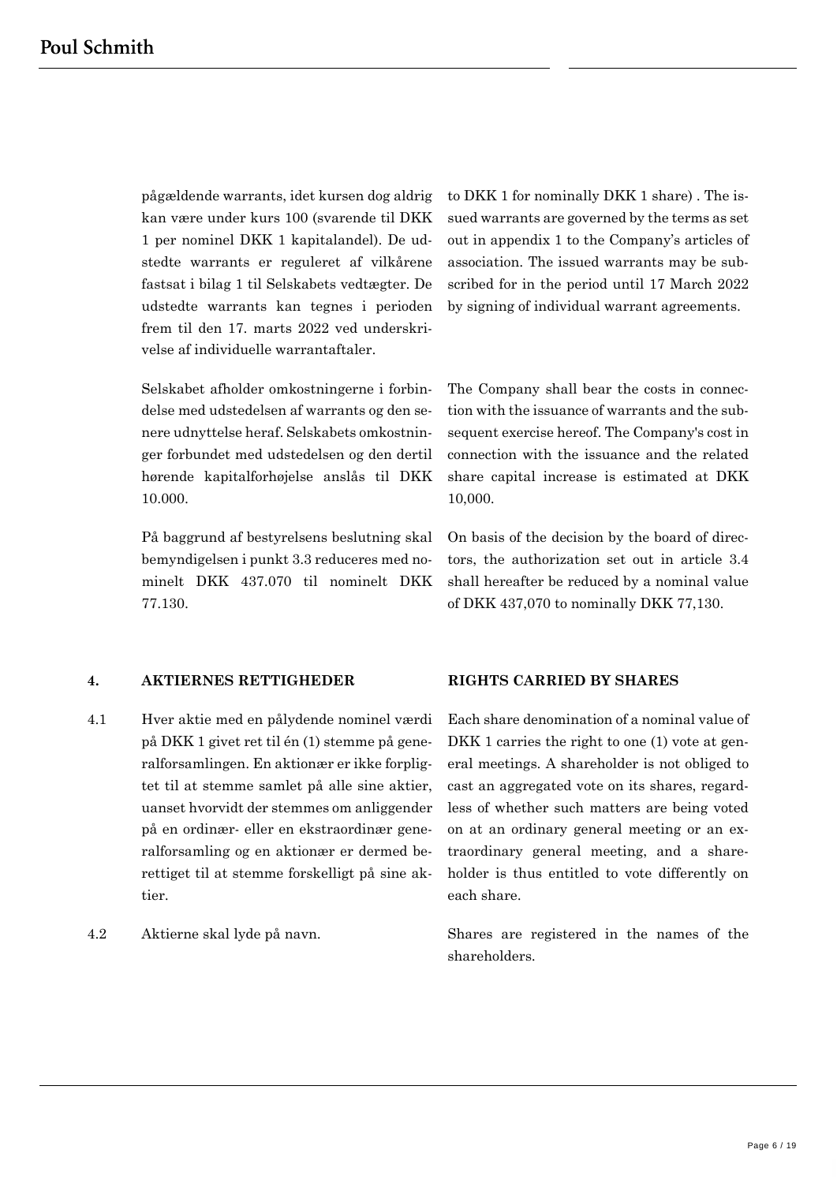pågældende warrants, idet kursen dog aldrig kan være under kurs 100 (svarende til DKK 1 per nominel DKK 1 kapitalandel). De udstedte warrants er reguleret af vilkårene fastsat i bilag 1 til Selskabets vedtægter. De udstedte warrants kan tegnes i perioden frem til den 17. marts 2022 ved underskrivelse af individuelle warrantaftaler.

to DKK 1 for nominally DKK 1 share) . The issued warrants are governed by the terms as set out in appendix 1 to the Company's articles of association. The issued warrants may be subscribed for in the period until 17 March 2022 by signing of individual warrant agreements.

Selskabet afholder omkostningerne i forbindelse med udstedelsen af warrants og den senere udnyttelse heraf. Selskabets omkostninger forbundet med udstedelsen og den dertil hørende kapitalforhøjelse anslås til DKK 10.000.

The Company shall bear the costs in connection with the issuance of warrants and the subsequent exercise hereof. The Company's cost in connection with the issuance and the related share capital increase is estimated at DKK 10,000.

På baggrund af bestyrelsens beslutning skal bemyndigelsen i punkt 3.3 reduceres med nominelt DKK 437.070 til nominelt DKK 77.130.

On basis of the decision by the board of directors, the authorization set out in article 3.4 shall hereafter be reduced by a nominal value of DKK 437,070 to nominally DKK 77,130.

## 4. AKTIERNES RETTIGHEDER

## RIGHTS CARRIED BY SHARES

4.1 Hver aktie med en pålydende nominel værdi på DKK 1 givet ret til én (1) stemme på generalforsamlingen. En aktionær er ikke forpligtet til at stemme samlet på alle sine aktier, uanset hvorvidt der stemmes om anliggender på en ordinær- eller en ekstraordinær generalforsamling og en aktionær er dermed berettiget til at stemme forskelligt på sine aktier.

Each share denomination of a nominal value of DKK 1 carries the right to one (1) vote at general meetings. A shareholder is not obliged to cast an aggregated vote on its shares, regardless of whether such matters are being voted on at an ordinary general meeting or an extraordinary general meeting, and a shareholder is thus entitled to vote differently on each share.

4.2 Aktierne skal lyde på navn.

Shares are registered in the names of the shareholders.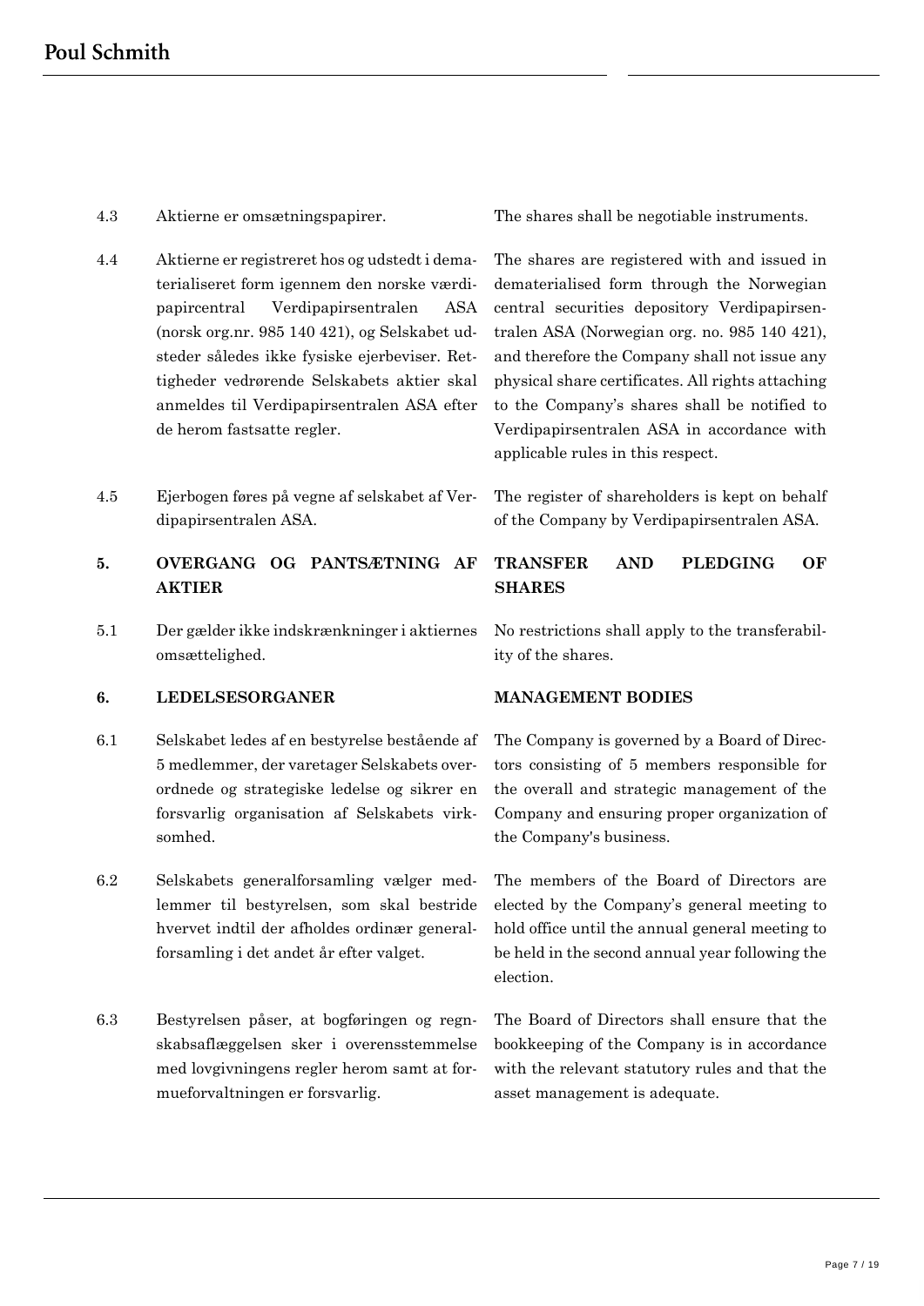| | | |
|---|---|---|
| 4.3 | Aktierne er omsætningspapirer. | The shares shall be negotiable instruments. |
| 4.4 | Aktierne er registreret hos og udstedt i dematerialiseret form igennem den norske værdipapircentral Verdipapirsentralen ASA (norsk org.nr. 985 140 421), og Selskabet udsteder således ikke fysiske ejerbeviser. Rettigheder vedrørende Selskabets aktier skal anmeldes til Verdipapirsentralen ASA efter de herom fastsatte regler. | The shares are registered with and issued in dematerialised form through the Norwegian central securities depository Verdipapirsentralen ASA (Norwegian org. no. 985 140 421), and therefore the Company shall not issue any physical share certificates. All rights attaching to the Company's shares shall be notified to Verdipapirsentralen ASA in accordance with applicable rules in this respect. |
| 4.5 | Ejerbogen føres på vegne af selskabet af Verdipapirsentralen ASA. | The register of shareholders is kept on behalf of the Company by Verdipapirsentralen ASA. |
| **5.** | **OVERGANG OG PANTSÆTNING AF AKTIER** | **TRANSFER AND PLEDGING OF SHARES** |
| 5.1 | Der gælder ikke indskrænkninger i aktiernes omsættelighed. | No restrictions shall apply to the transferability of the shares. |
| **6.** | **LEDELSESORGANER** | **MANAGEMENT BODIES** |
| 6.1 | Selskabet ledes af en bestyrelse bestående af 5 medlemmer, der varetager Selskabets overordnede og strategiske ledelse og sikrer en forsvarlig organisation af Selskabets virksomhed. | The Company is governed by a Board of Directors consisting of 5 members responsible for the overall and strategic management of the Company and ensuring proper organization of the Company's business. |
| 6.2 | Selskabets generalforsamling vælger medlemmer til bestyrelsen, som skal bestride hvervet indtil der afholdes ordinær generalforsamling i det andet år efter valget. | The members of the Board of Directors are elected by the Company's general meeting to hold office until the annual general meeting to be held in the second annual year following the election. |
| 6.3 | Bestyrelsen påser, at bogføringen og regnskabsaflæggelsen sker i overensstemmelse med lovgivningens regler herom samt at formueforvaltningen er forsvarlig. | The Board of Directors shall ensure that the bookkeeping of the Company is in accordance with the relevant statutory rules and that the asset management is adequate. |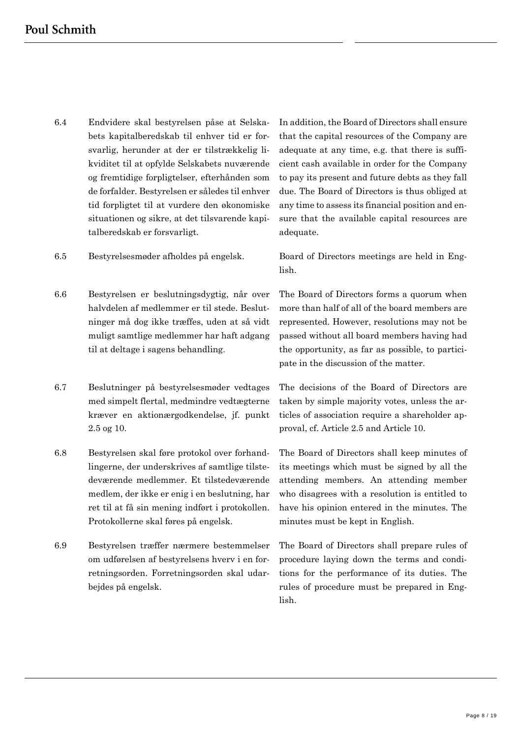| | | |
|---|---|---|
| 6.4 | Endvidere skal bestyrelsen påse at Selskabets kapitalberedskab til enhver tid er forsvarlig, herunder at der er tilstrækkelig likviditet til at opfylde Selskabets nuværende og fremtidige forpligtelser, efterhånden som de forfalder. Bestyrelsen er således til enhver tid forpligtet til at vurdere den økonomiske situationen og sikre, at det tilsvarende kapitalberedskab er forsvarligt. | In addition, the Board of Directors shall ensure that the capital resources of the Company are adequate at any time, e.g. that there is sufficient cash available in order for the Company to pay its present and future debts as they fall due. The Board of Directors is thus obliged at any time to assess its financial position and ensure that the available capital resources are adequate. |
| 6.5 | Bestyrelsesmøder afholdes på engelsk. | Board of Directors meetings are held in English. |
| 6.6 | Bestyrelsen er beslutningsdygtig, når over halvdelen af medlemmer er til stede. Beslutninger må dog ikke træffes, uden at så vidt muligt samtlige medlemmer har haft adgang til at deltage i sagens behandling. | The Board of Directors forms a quorum when more than half of all of the board members are represented. However, resolutions may not be passed without all board members having had the opportunity, as far as possible, to participate in the discussion of the matter. |
| 6.7 | Beslutninger på bestyrelsesmøder vedtages med simpelt flertal, medmindre vedtægterne kræver en aktionærgodkendelse, jf. punkt 2.5 og 10. | The decisions of the Board of Directors are taken by simple majority votes, unless the articles of association require a shareholder approval, cf. Article 2.5 and Article 10. |
| 6.8 | Bestyrelsen skal føre protokol over forhandlingerne, der underskrives af samtlige tilstedeværende medlemmer. Et tilstedeværende medlem, der ikke er enig i en beslutning, har ret til at få sin mening indført i protokollen. Protokollerne skal føres på engelsk. | The Board of Directors shall keep minutes of its meetings which must be signed by all the attending members. An attending member who disagrees with a resolution is entitled to have his opinion entered in the minutes. The minutes must be kept in English. |
| 6.9 | Bestyrelsen træffer nærmere bestemmelser om udførelsen af bestyrelsens hverv i en forretningsorden. Forretningsorden skal udarbejdes på engelsk. | The Board of Directors shall prepare rules of procedure laying down the terms and conditions for the performance of its duties. The rules of procedure must be prepared in English. |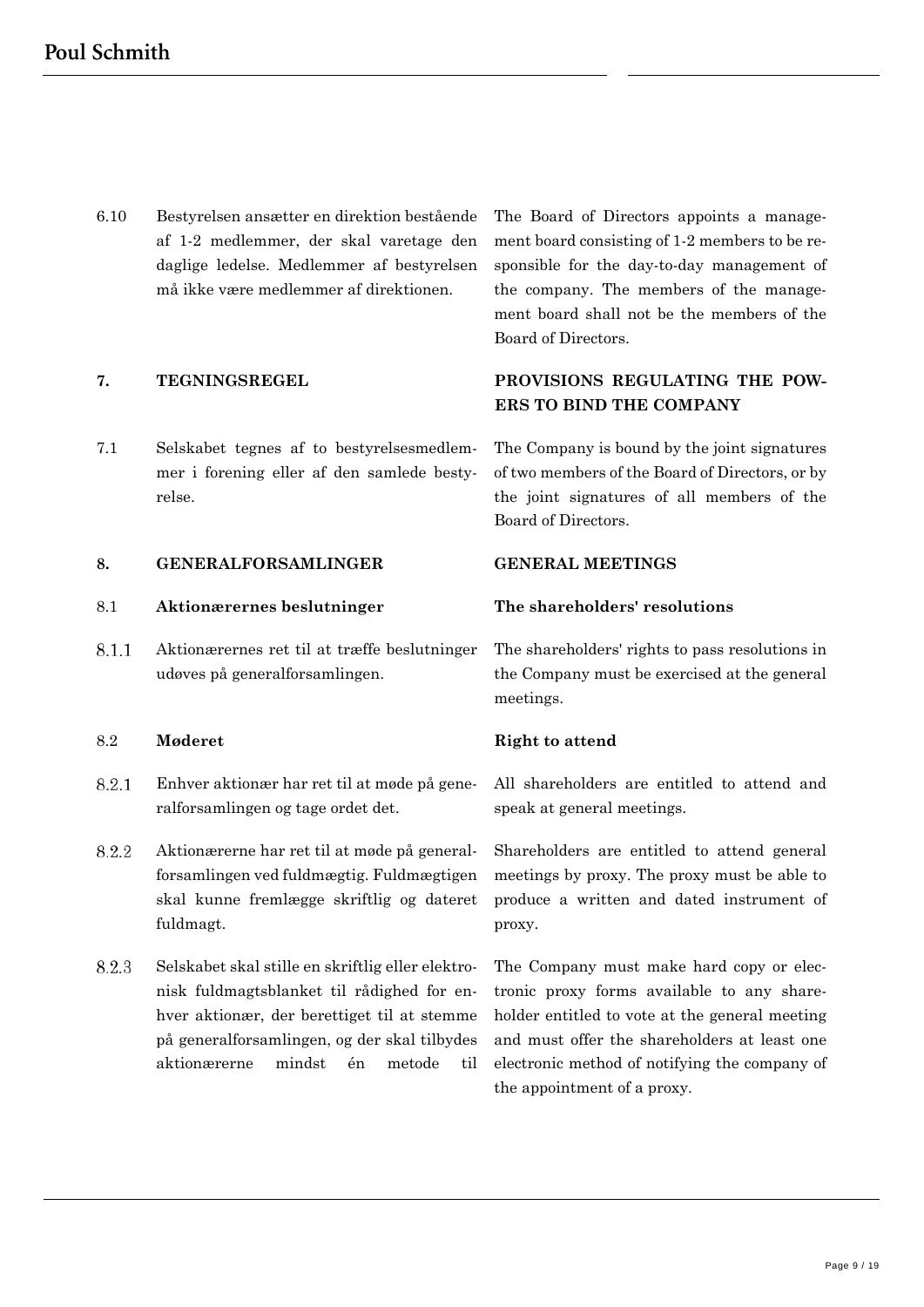| | | |
|---|---|---|
| 6.10 | Bestyrelsen ansætter en direktion bestående af 1-2 medlemmer, der skal varetage den daglige ledelse. Medlemmer af bestyrelsen må ikke være medlemmer af direktionen. | The Board of Directors appoints a management board consisting of 1-2 members to be responsible for the day-to-day management of the company. The members of the management board shall not be the members of the Board of Directors. |
| **7.** | **TEGNINGSREGEL** | **PROVISIONS REGULATING THE POWERS TO BIND THE COMPANY** |
| 7.1 | Selskabet tegnes af to bestyrelsesmedlemmer i forening eller af den samlede bestyrelse. | The Company is bound by the joint signatures of two members of the Board of Directors, or by the joint signatures of all members of the Board of Directors. |
| **8.** | **GENERALFORSAMLINGER** | **GENERAL MEETINGS** |
| 8.1 | **Aktionærernes beslutninger** | **The shareholders' resolutions** |
| 8.1.1 | Aktionærernes ret til at træffe beslutninger udøves på generalforsamlingen. | The shareholders' rights to pass resolutions in the Company must be exercised at the general meetings. |
| 8.2 | **Møderet** | **Right to attend** |
| 8.2.1 | Enhver aktionær har ret til at møde på generalforsamlingen og tage ordet det. | All shareholders are entitled to attend and speak at general meetings. |
| 8.2.2 | Aktionærerne har ret til at møde på generalforsamlingen ved fuldmægtig. Fuldmægtigen skal kunne fremlægge skriftlig og dateret fuldmagt. | Shareholders are entitled to attend general meetings by proxy. The proxy must be able to produce a written and dated instrument of proxy. |
| 8.2.3 | Selskabet skal stille en skriftlig eller elektronisk fuldmagtsblanket til rådighed for enhver aktionær, der berettiget til at stemme på generalforsamlingen, og der skal tilbydes aktionærerne mindst én metode til | The Company must make hard copy or electronic proxy forms available to any shareholder entitled to vote at the general meeting and must offer the shareholders at least one electronic method of notifying the company of the appointment of a proxy. |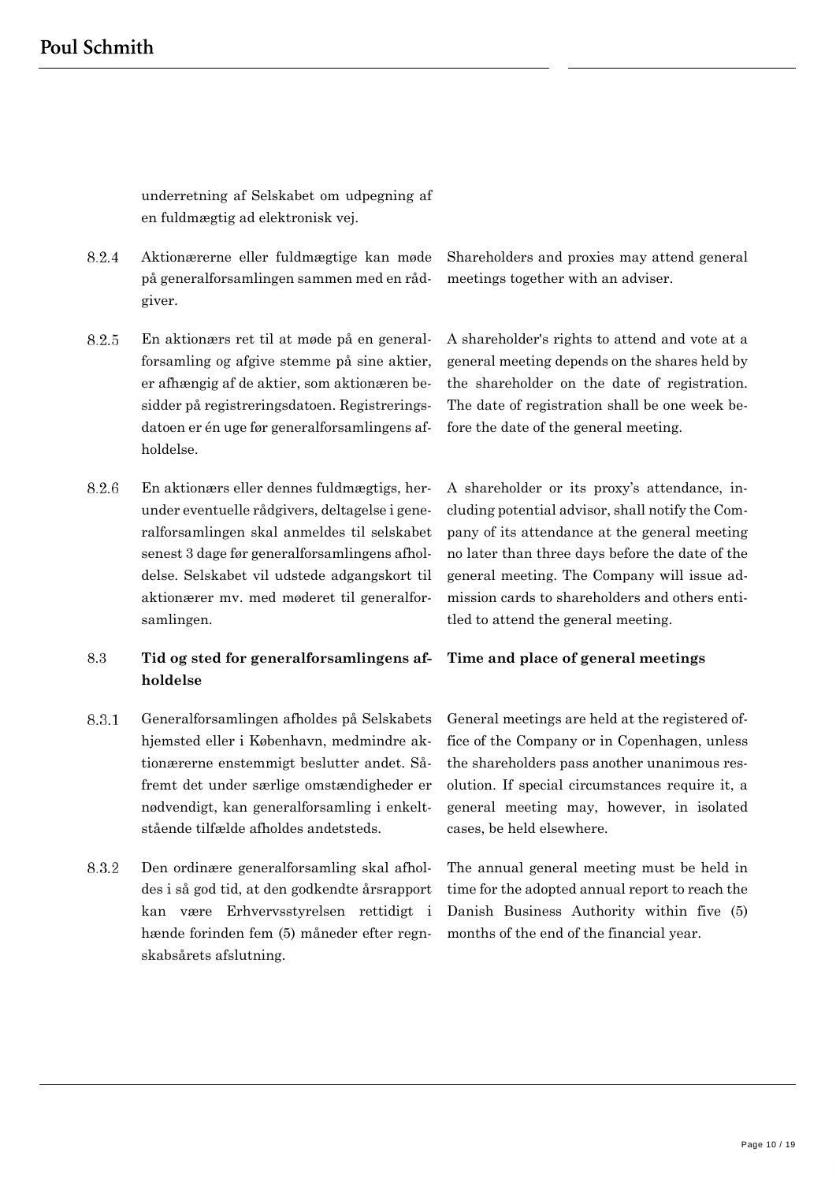underretning af Selskabet om udpegning af en fuldmægtig ad elektronisk vej.

| | | |
|---|---|---|
| 8.2.4 | Aktionærerne eller fuldmægtige kan møde på generalforsamlingen sammen med en rådgiver. | Shareholders and proxies may attend general meetings together with an adviser. |
| 8.2.5 | En aktionærs ret til at møde på en generalforsamling og afgive stemme på sine aktier, er afhængig af de aktier, som aktionæren besidder på registreringsdatoen. Registreringsdatoen er én uge før generalforsamlingens afholdelse. | A shareholder's rights to attend and vote at a general meeting depends on the shares held by the shareholder on the date of registration. The date of registration shall be one week before the date of the general meeting. |
| 8.2.6 | En aktionærs eller dennes fuldmægtigs, herunder eventuelle rådgivers, deltagelse i generalforsamlingen skal anmeldes til selskabet senest 3 dage før generalforsamlingens afholdelse. Selskabet vil udstede adgangskort til aktionærer mv. med møderet til generalforsamlingen. | A shareholder or its proxy's attendance, including potential advisor, shall notify the Company of its attendance at the general meeting no later than three days before the date of the general meeting. The Company will issue admission cards to shareholders and others entitled to attend the general meeting. |
| 8.3 | **Tid og sted for generalforsamlingens afholdelse** | **Time and place of general meetings** |
| 8.3.1 | Generalforsamlingen afholdes på Selskabets hjemsted eller i København, medmindre aktionærerne enstemmigt beslutter andet. Såfremt det under særlige omstændigheder er nødvendigt, kan generalforsamling i enkeltstående tilfælde afholdes andetsteds. | General meetings are held at the registered office of the Company or in Copenhagen, unless the shareholders pass another unanimous resolution. If special circumstances require it, a general meeting may, however, in isolated cases, be held elsewhere. |
| 8.3.2 | Den ordinære generalforsamling skal afholdes i så god tid, at den godkendte årsrapport kan være Erhvervsstyrelsen rettidigt i hænde forinden fem (5) måneder efter regnskabsårets afslutning. | The annual general meeting must be held in time for the adopted annual report to reach the Danish Business Authority within five (5) months of the end of the financial year. |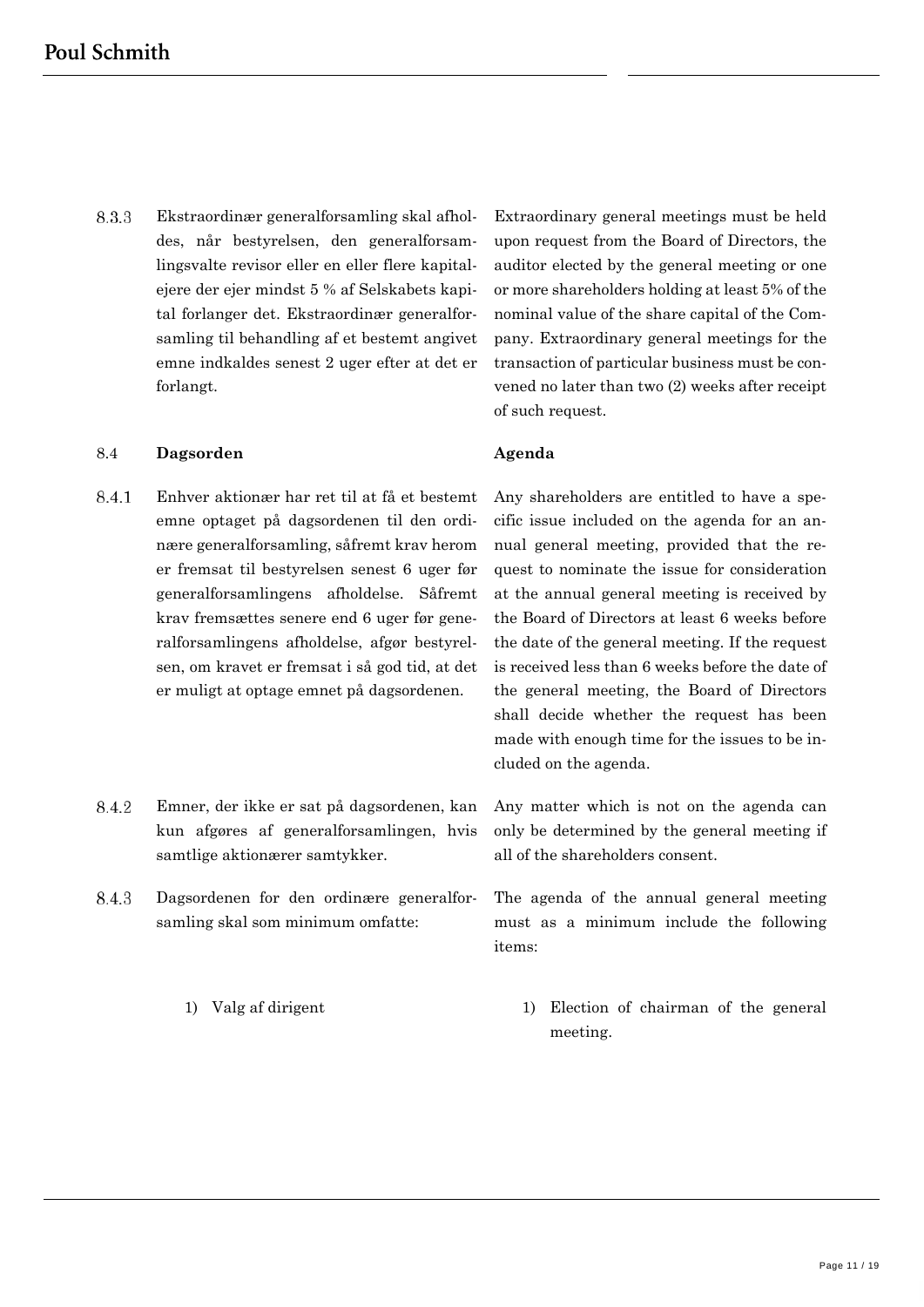| | Danish | English |
|---|---|---|
| 8.3.3 | Ekstraordinær generalforsamling skal afholdes, når bestyrelsen, den generalforsamlingsvalte revisor eller en eller flere kapitalejere der ejer mindst 5 % af Selskabets kapital forlanger det. Ekstraordinær generalforsamling til behandling af et bestemt angivet emne indkaldes senest 2 uger efter at det er forlangt. | Extraordinary general meetings must be held upon request from the Board of Directors, the auditor elected by the general meeting or one or more shareholders holding at least 5% of the nominal value of the share capital of the Company. Extraordinary general meetings for the transaction of particular business must be convened no later than two (2) weeks after receipt of such request. |
| 8.4 | **Dagsorden** | **Agenda** |
| 8.4.1 | Enhver aktionær har ret til at få et bestemt emne optaget på dagsordenen til den ordinære generalforsamling, såfremt krav herom er fremsat til bestyrelsen senest 6 uger før generalforsamlingens afholdelse. Såfremt krav fremsættes senere end 6 uger før generalforsamlingens afholdelse, afgør bestyrelsen, om kravet er fremsat i så god tid, at det er muligt at optage emnet på dagsordenen. | Any shareholders are entitled to have a specific issue included on the agenda for an annual general meeting, provided that the request to nominate the issue for consideration at the annual general meeting is received by the Board of Directors at least 6 weeks before the date of the general meeting. If the request is received less than 6 weeks before the date of the general meeting, the Board of Directors shall decide whether the request has been made with enough time for the issues to be included on the agenda. |
| 8.4.2 | Emner, der ikke er sat på dagsordenen, kan kun afgøres af generalforsamlingen, hvis samtlige aktionærer samtykker. | Any matter which is not on the agenda can only be determined by the general meeting if all of the shareholders consent. |
| 8.4.3 | Dagsordenen for den ordinære generalforsamling skal som minimum omfatte: | The agenda of the annual general meeting must as a minimum include the following items: |
| | 1) Valg af dirigent | 1) Election of chairman of the general meeting. |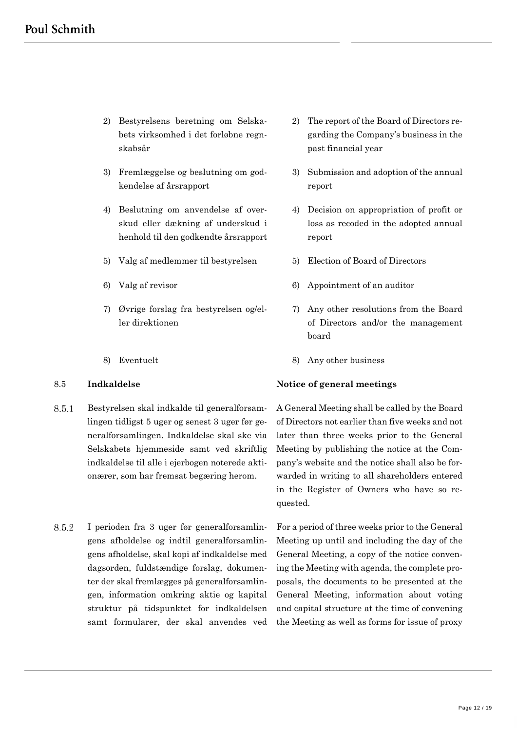2) Bestyrelsens beretning om Selskabets virksomhed i det forløbne regnskabsår

2) The report of the Board of Directors regarding the Company's business in the past financial year

3) Fremlæggelse og beslutning om godkendelse af årsrapport

3) Submission and adoption of the annual report

4) Beslutning om anvendelse af overskud eller dækning af underskud i henhold til den godkendte årsrapport

4) Decision on appropriation of profit or loss as recoded in the adopted annual report

5) Valg af medlemmer til bestyrelsen

5) Election of Board of Directors

6) Valg af revisor

6) Appointment of an auditor

7) Øvrige forslag fra bestyrelsen og/eller direktionen

7) Any other resolutions from the Board of Directors and/or the management board

8) Eventuelt

8) Any other business

8.5 **Indkaldelse**

**Notice of general meetings**

8.5.1 Bestyrelsen skal indkalde til generalforsamlingen tidligst 5 uger og senest 3 uger før generalforsamlingen. Indkaldelse skal ske via Selskabets hjemmeside samt ved skriftlig indkaldelse til alle i ejerbogen noterede aktionærer, som har fremsat begæring herom.

A General Meeting shall be called by the Board of Directors not earlier than five weeks and not later than three weeks prior to the General Meeting by publishing the notice at the Company's website and the notice shall also be forwarded in writing to all shareholders entered in the Register of Owners who have so requested.

8.5.2 I perioden fra 3 uger før generalforsamlingens afholdelse og indtil generalforsamlingens afholdelse, skal kopi af indkaldelse med dagsorden, fuldstændige forslag, dokumenter der skal fremlægges på generalforsamlingen, information omkring aktie og kapital struktur på tidspunktet for indkaldelsen samt formularer, der skal anvendes ved

For a period of three weeks prior to the General Meeting up until and including the day of the General Meeting, a copy of the notice convening the Meeting with agenda, the complete proposals, the documents to be presented at the General Meeting, information about voting and capital structure at the time of convening the Meeting as well as forms for issue of proxy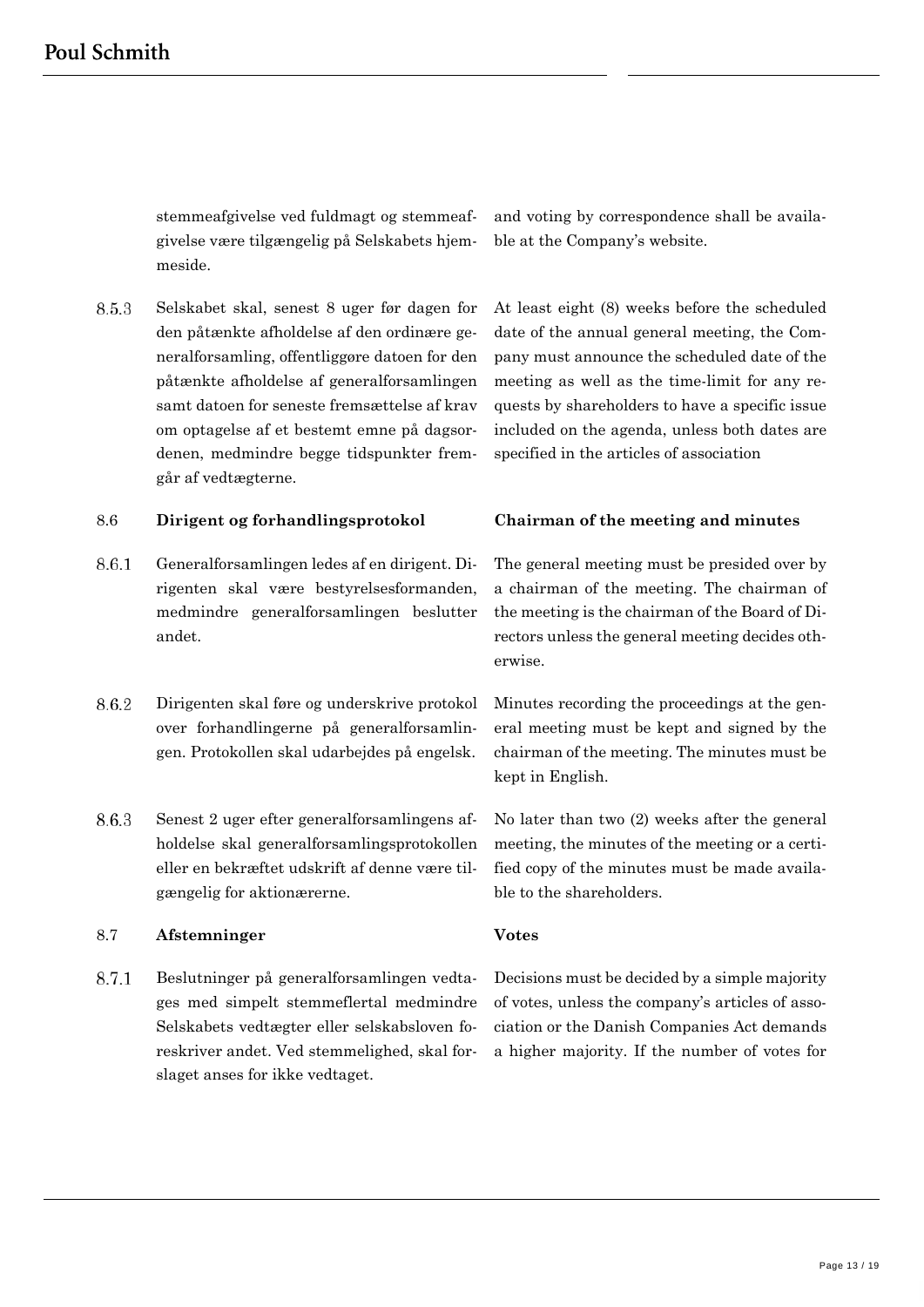stemmeafgivelse ved fuldmagt og stemmeafgivelse være tilgængelig på Selskabets hjemmeside.

and voting by correspondence shall be available at the Company's website.

8.5.3 Selskabet skal, senest 8 uger før dagen for den påtænkte afholdelse af den ordinære generalforsamling, offentliggøre datoen for den påtænkte afholdelse af generalforsamlingen samt datoen for seneste fremsættelse af krav om optagelse af et bestemt emne på dagsordenen, medmindre begge tidspunkter fremgår af vedtægterne.

At least eight (8) weeks before the scheduled date of the annual general meeting, the Company must announce the scheduled date of the meeting as well as the time-limit for any requests by shareholders to have a specific issue included on the agenda, unless both dates are specified in the articles of association

### 8.6 Dirigent og forhandlingsprotokol

### Chairman of the meeting and minutes

8.6.1 Generalforsamlingen ledes af en dirigent. Dirigenten skal være bestyrelsesformanden, medmindre generalforsamlingen beslutter andet.

The general meeting must be presided over by a chairman of the meeting. The chairman of the meeting is the chairman of the Board of Directors unless the general meeting decides otherwise.

8.6.2 Dirigenten skal føre og underskrive protokol over forhandlingerne på generalforsamlingen. Protokollen skal udarbejdes på engelsk.

Minutes recording the proceedings at the general meeting must be kept and signed by the chairman of the meeting. The minutes must be kept in English.

8.6.3 Senest 2 uger efter generalforsamlingens afholdelse skal generalforsamlingsprotokollen eller en bekræftet udskrift af denne være tilgængelig for aktionærerne.

No later than two (2) weeks after the general meeting, the minutes of the meeting or a certified copy of the minutes must be made available to the shareholders.

### 8.7 Afstemninger

### Votes

8.7.1 Beslutninger på generalforsamlingen vedtages med simpelt stemmeflertal medmindre Selskabets vedtægter eller selskabsloven foreskriver andet. Ved stemmelighed, skal forslaget anses for ikke vedtaget.

Decisions must be decided by a simple majority of votes, unless the company's articles of association or the Danish Companies Act demands a higher majority. If the number of votes for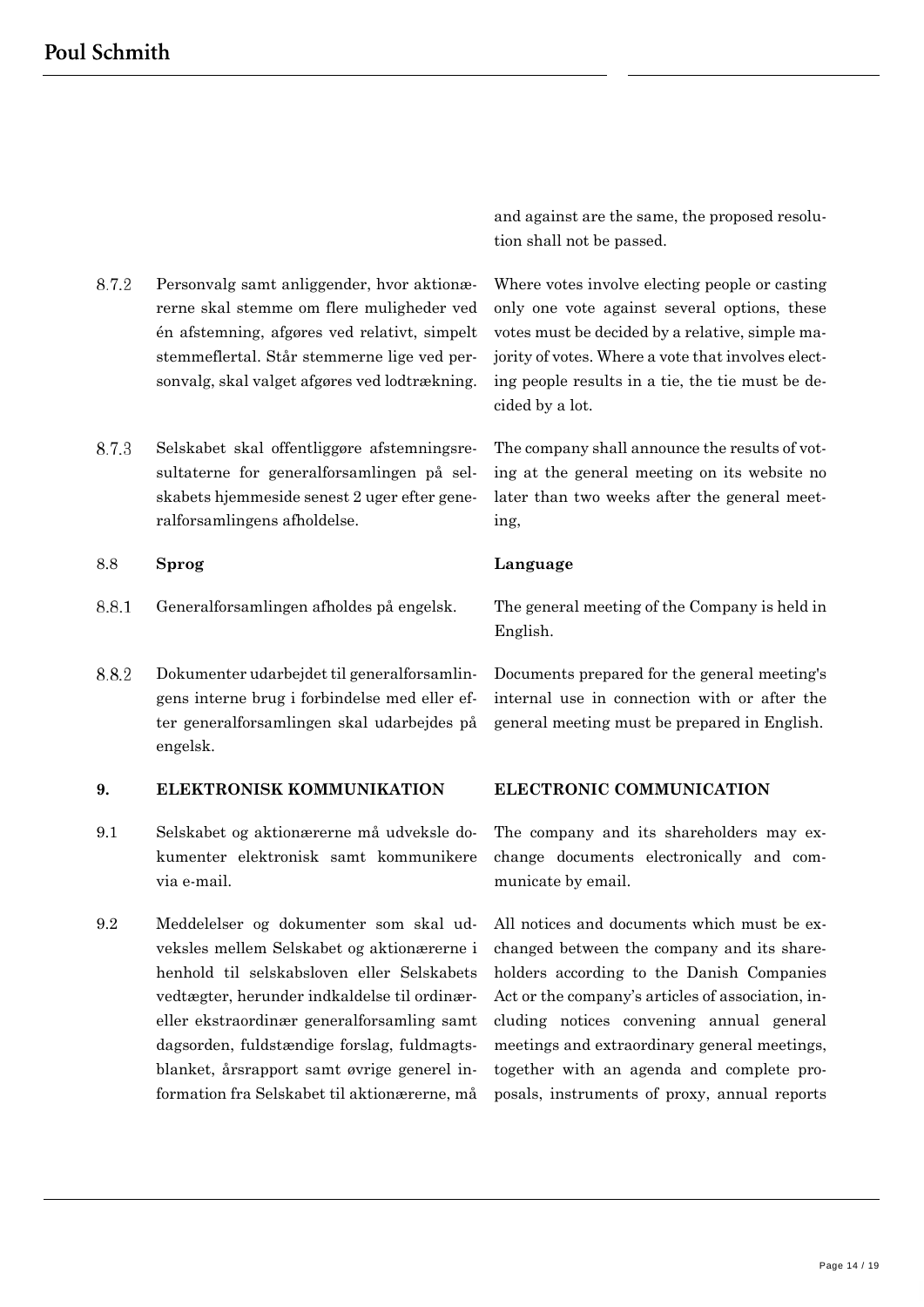and against are the same, the proposed resolution shall not be passed.

| | | |
|---|---|---|
| 8.7.2 | Personvalg samt anliggender, hvor aktionærerne skal stemme om flere muligheder ved én afstemning, afgøres ved relativt, simpelt stemmeflertal. Står stemmerne lige ved personvalg, skal valget afgøres ved lodtrækning. | Where votes involve electing people or casting only one vote against several options, these votes must be decided by a relative, simple majority of votes. Where a vote that involves electing people results in a tie, the tie must be decided by a lot. |
| 8.7.3 | Selskabet skal offentliggøre afstemningsresultaterne for generalforsamlingen på selskabets hjemmeside senest 2 uger efter generalforsamlingens afholdelse. | The company shall announce the results of voting at the general meeting on its website no later than two weeks after the general meeting, |
| 8.8 | **Sprog** | **Language** |
| 8.8.1 | Generalforsamlingen afholdes på engelsk. | The general meeting of the Company is held in English. |
| 8.8.2 | Dokumenter udarbejdet til generalforsamlingens interne brug i forbindelse med eller efter generalforsamlingen skal udarbejdes på engelsk. | Documents prepared for the general meeting's internal use in connection with or after the general meeting must be prepared in English. |
| **9.** | **ELEKTRONISK KOMMUNIKATION** | **ELECTRONIC COMMUNICATION** |
| 9.1 | Selskabet og aktionærerne må udveksle dokumenter elektronisk samt kommunikere via e-mail. | The company and its shareholders may exchange documents electronically and communicate by email. |
| 9.2 | Meddelelser og dokumenter som skal udveksles mellem Selskabet og aktionærerne i henhold til selskabsloven eller Selskabets vedtægter, herunder indkaldelse til ordinær- eller ekstraordinær generalforsamling samt dagsorden, fuldstændige forslag, fuldmagtsblanket, årsrapport samt øvrige generel information fra Selskabet til aktionærerne, må | All notices and documents which must be exchanged between the company and its shareholders according to the Danish Companies Act or the company's articles of association, including notices convening annual general meetings and extraordinary general meetings, together with an agenda and complete proposals, instruments of proxy, annual reports |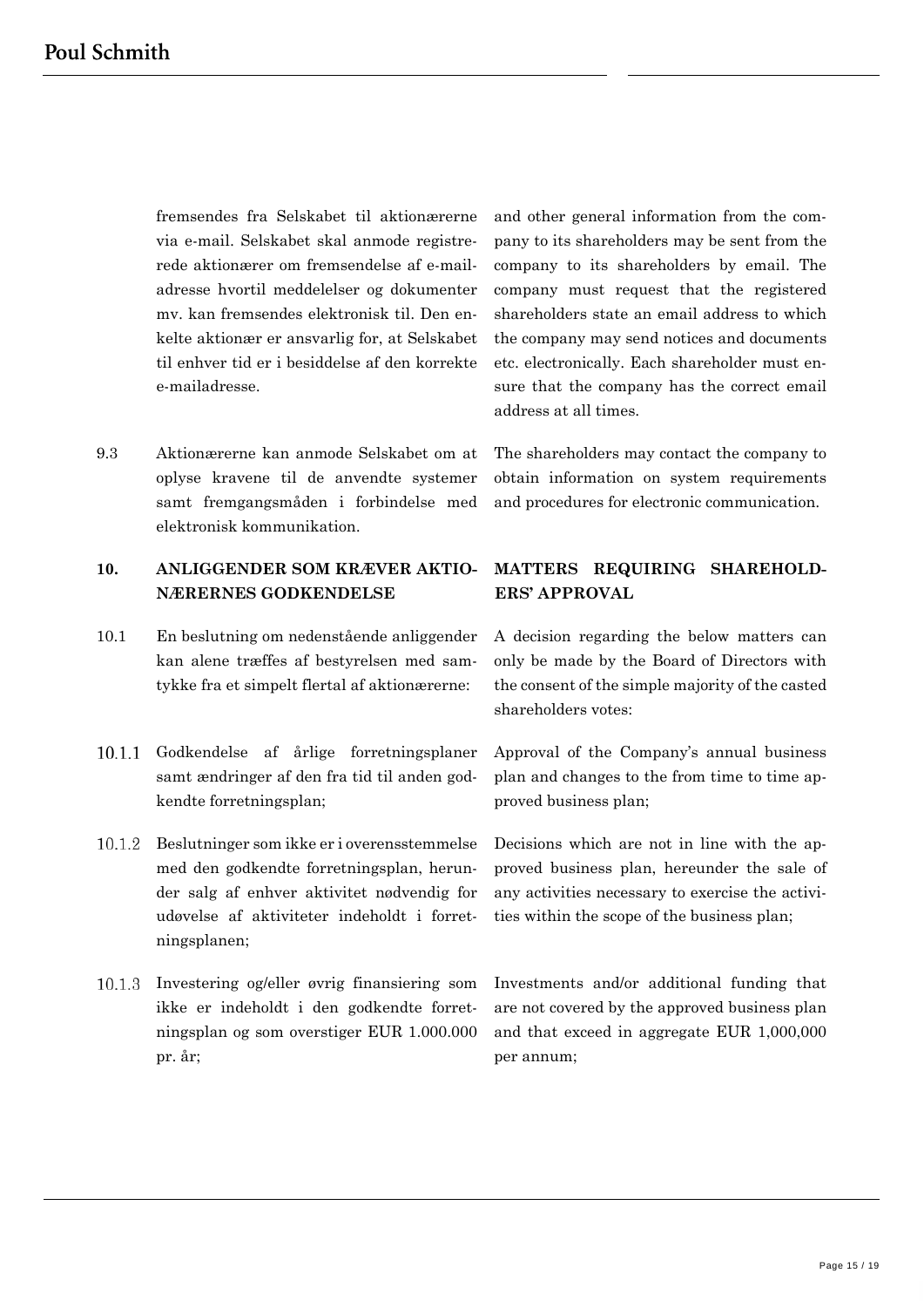fremsendes fra Selskabet til aktionærerne via e-mail. Selskabet skal anmode registrerede aktionærer om fremsendelse af e-mailadresse hvortil meddelelser og dokumenter mv. kan fremsendes elektronisk til. Den enkelte aktionær er ansvarlig for, at Selskabet til enhver tid er i besiddelse af den korrekte e-mailadresse.

and other general information from the company to its shareholders may be sent from the company to its shareholders by email. The company must request that the registered shareholders state an email address to which the company may send notices and documents etc. electronically. Each shareholder must ensure that the company has the correct email address at all times.

9.3 Aktionærerne kan anmode Selskabet om at oplyse kravene til de anvendte systemer samt fremgangsmåden i forbindelse med elektronisk kommunikation.

The shareholders may contact the company to obtain information on system requirements and procedures for electronic communication.

## 10. ANLIGGENDER SOM KRÆVER AKTIONÆRERNES GODKENDELSE

## MATTERS REQUIRING SHAREHOLDERS' APPROVAL

10.1 En beslutning om nedenstående anliggender kan alene træffes af bestyrelsen med samtykke fra et simpelt flertal af aktionærerne:

A decision regarding the below matters can only be made by the Board of Directors with the consent of the simple majority of the casted shareholders votes:

10.1.1 Godkendelse af årlige forretningsplaner samt ændringer af den fra tid til anden godkendte forretningsplan;

Approval of the Company's annual business plan and changes to the from time to time approved business plan;

10.1.2 Beslutninger som ikke er i overensstemmelse med den godkendte forretningsplan, herunder salg af enhver aktivitet nødvendig for udøvelse af aktiviteter indeholdt i forretningsplanen;

Decisions which are not in line with the approved business plan, hereunder the sale of any activities necessary to exercise the activities within the scope of the business plan;

10.1.3 Investering og/eller øvrig finansiering som ikke er indeholdt i den godkendte forretningsplan og som overstiger EUR 1.000.000 pr. år;

Investments and/or additional funding that are not covered by the approved business plan and that exceed in aggregate EUR 1,000,000 per annum;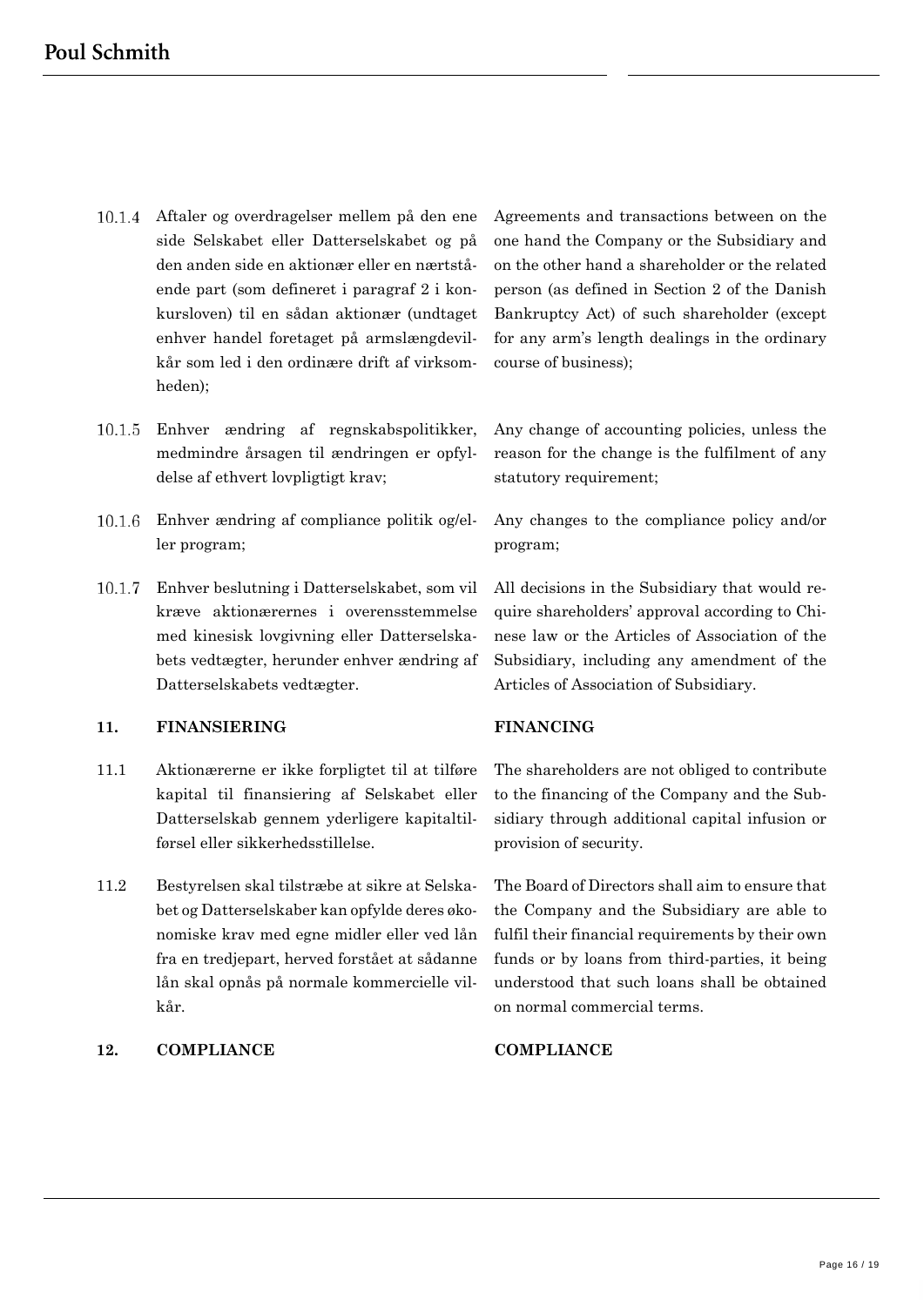10.1.4 Aftaler og overdragelser mellem på den ene side Selskabet eller Datterselskabet og på den anden side en aktionær eller en nærtstående part (som defineret i paragraf 2 i konkursloven) til en sådan aktionær (undtaget enhver handel foretaget på armslængdevilkår som led i den ordinære drift af virksomheden);

Agreements and transactions between on the one hand the Company or the Subsidiary and on the other hand a shareholder or the related person (as defined in Section 2 of the Danish Bankruptcy Act) of such shareholder (except for any arm's length dealings in the ordinary course of business);

10.1.5 Enhver ændring af regnskabspolitikker, medmindre årsagen til ændringen er opfyldelse af ethvert lovpligtigt krav;

Any change of accounting policies, unless the reason for the change is the fulfilment of any statutory requirement;

10.1.6 Enhver ændring af compliance politik og/eller program;

Any changes to the compliance policy and/or program;

10.1.7 Enhver beslutning i Datterselskabet, som vil kræve aktionærernes i overensstemmelse med kinesisk lovgivning eller Datterselskabets vedtægter, herunder enhver ændring af Datterselskabets vedtægter.

All decisions in the Subsidiary that would require shareholders' approval according to Chinese law or the Articles of Association of the Subsidiary, including any amendment of the Articles of Association of Subsidiary.

## 11. FINANSIERING

## FINANCING

11.1 Aktionærerne er ikke forpligtet til at tilføre kapital til finansiering af Selskabet eller Datterselskab gennem yderligere kapitaltilførsel eller sikkerhedsstillelse.

The shareholders are not obliged to contribute to the financing of the Company and the Subsidiary through additional capital infusion or provision of security.

11.2 Bestyrelsen skal tilstræbe at sikre at Selskabet og Datterselskaber kan opfylde deres økonomiske krav med egne midler eller ved lån fra en tredjepart, herved forstået at sådanne lån skal opnås på normale kommercielle vilkår.

The Board of Directors shall aim to ensure that the Company and the Subsidiary are able to fulfil their financial requirements by their own funds or by loans from third-parties, it being understood that such loans shall be obtained on normal commercial terms.

## 12. COMPLIANCE

## COMPLIANCE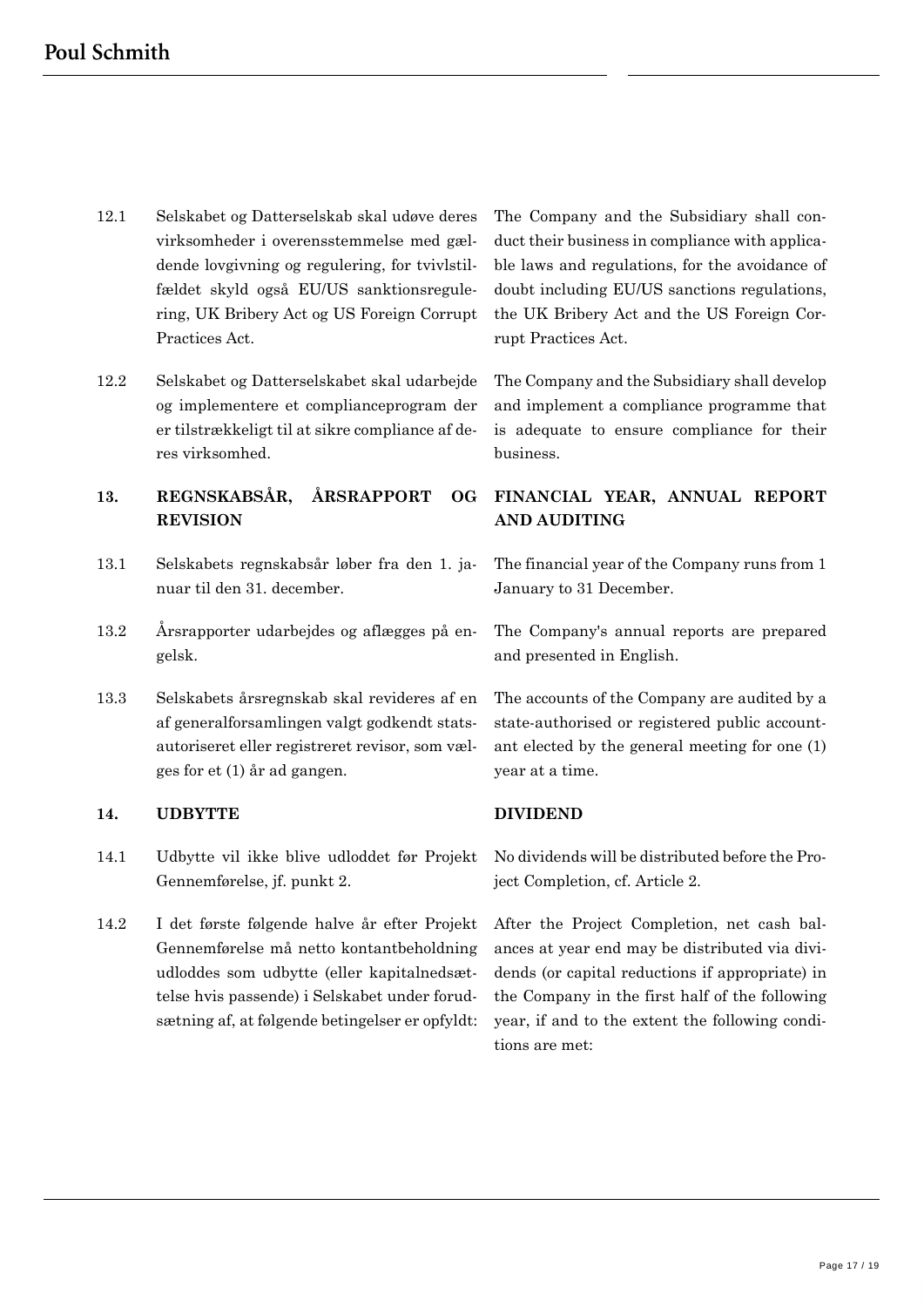| | | |
|---|---|---|
| 12.1 | Selskabet og Datterselskab skal udøve deres virksomheder i overensstemmelse med gældende lovgivning og regulering, for tvivlstilfældet skyld også EU/US sanktionsregulering, UK Bribery Act og US Foreign Corrupt Practices Act. | The Company and the Subsidiary shall conduct their business in compliance with applicable laws and regulations, for the avoidance of doubt including EU/US sanctions regulations, the UK Bribery Act and the US Foreign Corrupt Practices Act. |
| 12.2 | Selskabet og Datterselskabet skal udarbejde og implementere et complianceprogram der er tilstrækkeligt til at sikre compliance af deres virksomhed. | The Company and the Subsidiary shall develop and implement a compliance programme that is adequate to ensure compliance for their business. |
| **13.** | **REGNSKABSÅR, ÅRSRAPPORT OG REVISION** | **FINANCIAL YEAR, ANNUAL REPORT AND AUDITING** |
| 13.1 | Selskabets regnskabsår løber fra den 1. januar til den 31. december. | The financial year of the Company runs from 1 January to 31 December. |
| 13.2 | Årsrapporter udarbejdes og aflægges på engelsk. | The Company's annual reports are prepared and presented in English. |
| 13.3 | Selskabets årsregnskab skal revideres af en af generalforsamlingen valgt godkendt statsautoriseret eller registreret revisor, som vælges for et (1) år ad gangen. | The accounts of the Company are audited by a state-authorised or registered public accountant elected by the general meeting for one (1) year at a time. |
| **14.** | **UDBYTTE** | **DIVIDEND** |
| 14.1 | Udbytte vil ikke blive udloddet før Projekt Gennemførelse, jf. punkt 2. | No dividends will be distributed before the Project Completion, cf. Article 2. |
| 14.2 | I det første følgende halve år efter Projekt Gennemførelse må netto kontantbeholdning udloddes som udbytte (eller kapitalnedsættelse hvis passende) i Selskabet under forudsætning af, at følgende betingelser er opfyldt: | After the Project Completion, net cash balances at year end may be distributed via dividends (or capital reductions if appropriate) in the Company in the first half of the following year, if and to the extent the following conditions are met: |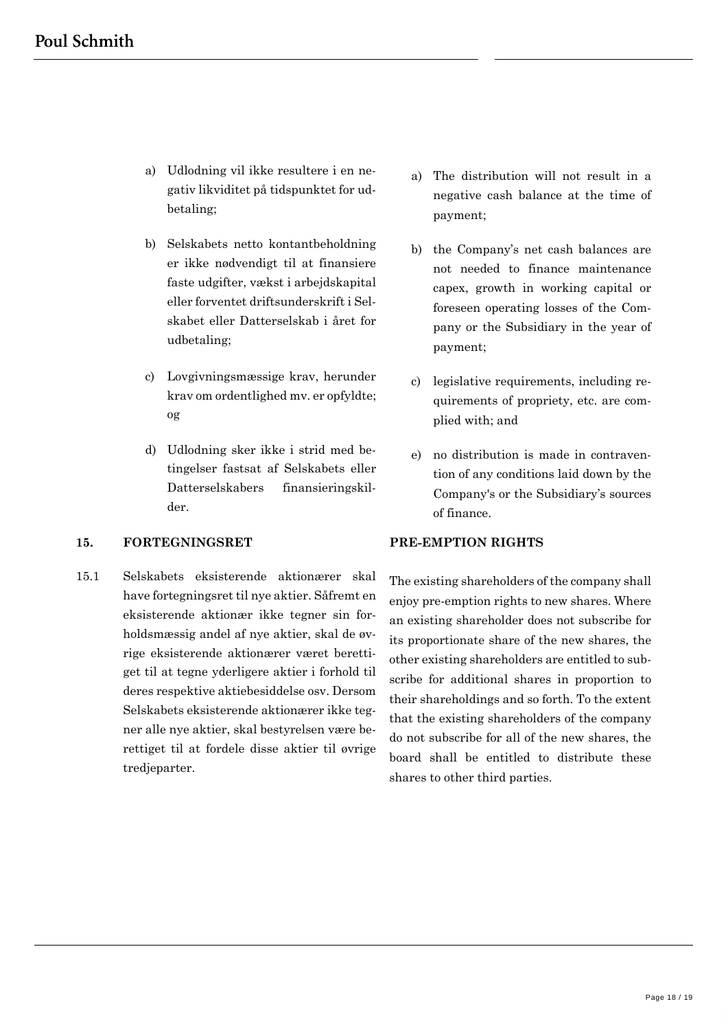a) Udlodning vil ikke resultere i en negativ likviditet på tidspunktet for udbetaling;

b) Selskabets netto kontantbeholdning er ikke nødvendigt til at finansiere faste udgifter, vækst i arbejdskapital eller forventet driftsunderskrift i Selskabet eller Datterselskab i året for udbetaling;

c) Lovgivningsmæssige krav, herunder krav om ordentlighed mv. er opfyldte; og

d) Udlodning sker ikke i strid med betingelser fastsat af Selskabets eller Datterselskabers finansieringskilder.

a) The distribution will not result in a negative cash balance at the time of payment;

b) the Company's net cash balances are not needed to finance maintenance capex, growth in working capital or foreseen operating losses of the Company or the Subsidiary in the year of payment;

c) legislative requirements, including requirements of propriety, etc. are complied with; and

e) no distribution is made in contravention of any conditions laid down by the Company's or the Subsidiary's sources of finance.

## 15. FORTEGNINGSRET

## PRE-EMPTION RIGHTS

15.1 Selskabets eksisterende aktionærer skal have fortegningsret til nye aktier. Såfremt en eksisterende aktionær ikke tegner sin forholdsmæssig andel af nye aktier, skal de øvrige eksisterende aktionærer været berettiget til at tegne yderligere aktier i forhold til deres respektive aktiebesiddelse osv. Dersom Selskabets eksisterende aktionærer ikke tegner alle nye aktier, skal bestyrelsen være berettiget til at fordele disse aktier til øvrige tredjeparter.

The existing shareholders of the company shall enjoy pre-emption rights to new shares. Where an existing shareholder does not subscribe for its proportionate share of the new shares, the other existing shareholders are entitled to subscribe for additional shares in proportion to their shareholdings and so forth. To the extent that the existing shareholders of the company do not subscribe for all of the new shares, the board shall be entitled to distribute these shares to other third parties.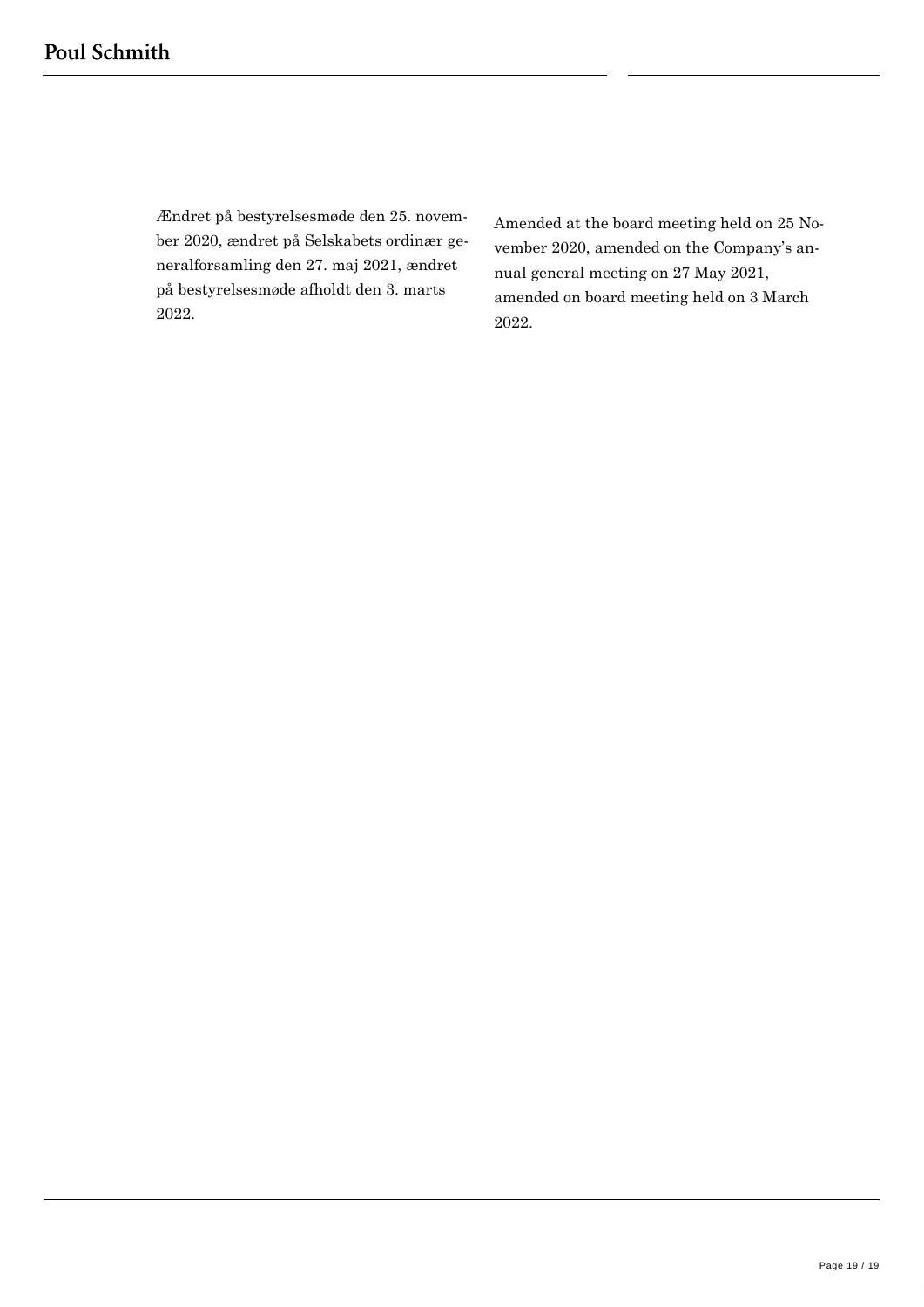Ændret på bestyrelsesmøde den 25. november 2020, ændret på Selskabets ordinær generalforsamling den 27. maj 2021, ændret på bestyrelsesmøde afholdt den 3. marts 2022.

Amended at the board meeting held on 25 November 2020, amended on the Company's annual general meeting on 27 May 2021, amended on board meeting held on 3 March 2022.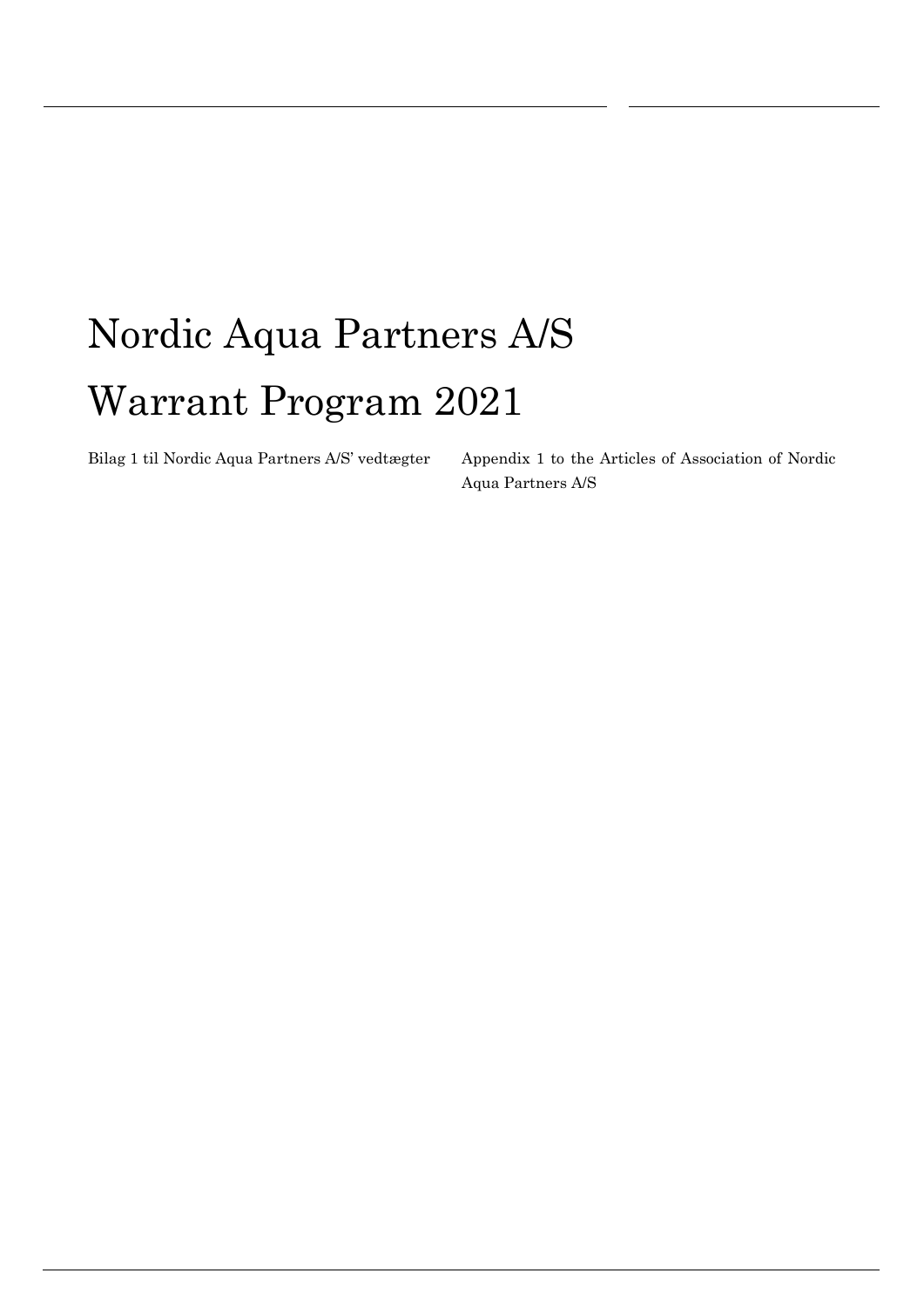# Nordic Aqua Partners A/S

# Warrant Program 2021

Bilag 1 til Nordic Aqua Partners A/S' vedtægter

Appendix 1 to the Articles of Association of Nordic Aqua Partners A/S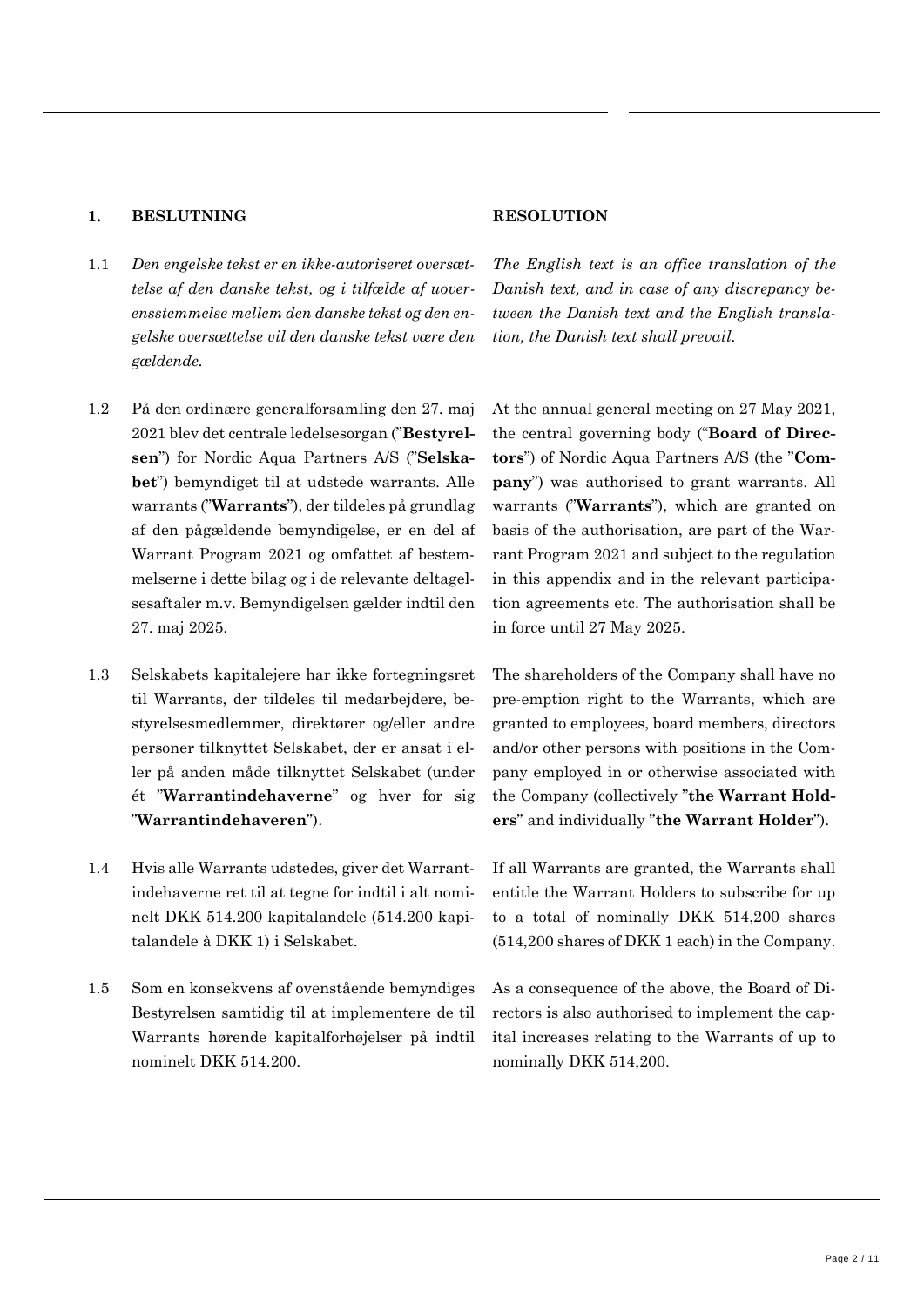## 1. BESLUTNING

## RESOLUTION

1.1 *Den engelske tekst er en ikke-autoriseret oversættelse af den danske tekst, og i tilfælde af uoverensstemmelse mellem den danske tekst og den engelske oversættelse vil den danske tekst være den gældende.*

*The English text is an office translation of the Danish text, and in case of any discrepancy between the Danish text and the English translation, the Danish text shall prevail.*

1.2 På den ordinære generalforsamling den 27. maj 2021 blev det centrale ledelsesorgan ("**Bestyrelsen**") for Nordic Aqua Partners A/S ("**Selskabet**") bemyndiget til at udstede warrants. Alle warrants ("**Warrants**"), der tildeles på grundlag af den pågældende bemyndigelse, er en del af Warrant Program 2021 og omfattet af bestemmelserne i dette bilag og i de relevante deltagelsesaftaler m.v. Bemyndigelsen gælder indtil den 27. maj 2025.

At the annual general meeting on 27 May 2021, the central governing body ("**Board of Directors**") of Nordic Aqua Partners A/S (the "**Company**") was authorised to grant warrants. All warrants ("**Warrants**"), which are granted on basis of the authorisation, are part of the Warrant Program 2021 and subject to the regulation in this appendix and in the relevant participation agreements etc. The authorisation shall be in force until 27 May 2025.

1.3 Selskabets kapitalejere har ikke fortegningsret til Warrants, der tildeles til medarbejdere, bestyrelsesmedlemmer, direktører og/eller andre personer tilknyttet Selskabet, der er ansat i eller på anden måde tilknyttet Selskabet (under ét "**Warrantindehaverne**" og hver for sig "**Warrantindehaveren**").

The shareholders of the Company shall have no pre-emption right to the Warrants, which are granted to employees, board members, directors and/or other persons with positions in the Company employed in or otherwise associated with the Company (collectively "**the Warrant Holders**" and individually "**the Warrant Holder**").

1.4 Hvis alle Warrants udstedes, giver det Warrantindehaverne ret til at tegne for indtil i alt nominelt DKK 514.200 kapitalandele (514.200 kapitalandele à DKK 1) i Selskabet.

If all Warrants are granted, the Warrants shall entitle the Warrant Holders to subscribe for up to a total of nominally DKK 514,200 shares (514,200 shares of DKK 1 each) in the Company.

1.5 Som en konsekvens af ovenstående bemyndiges Bestyrelsen samtidig til at implementere de til Warrants hørende kapitalforhøjelser på indtil nominelt DKK 514.200.

As a consequence of the above, the Board of Directors is also authorised to implement the capital increases relating to the Warrants of up to nominally DKK 514,200.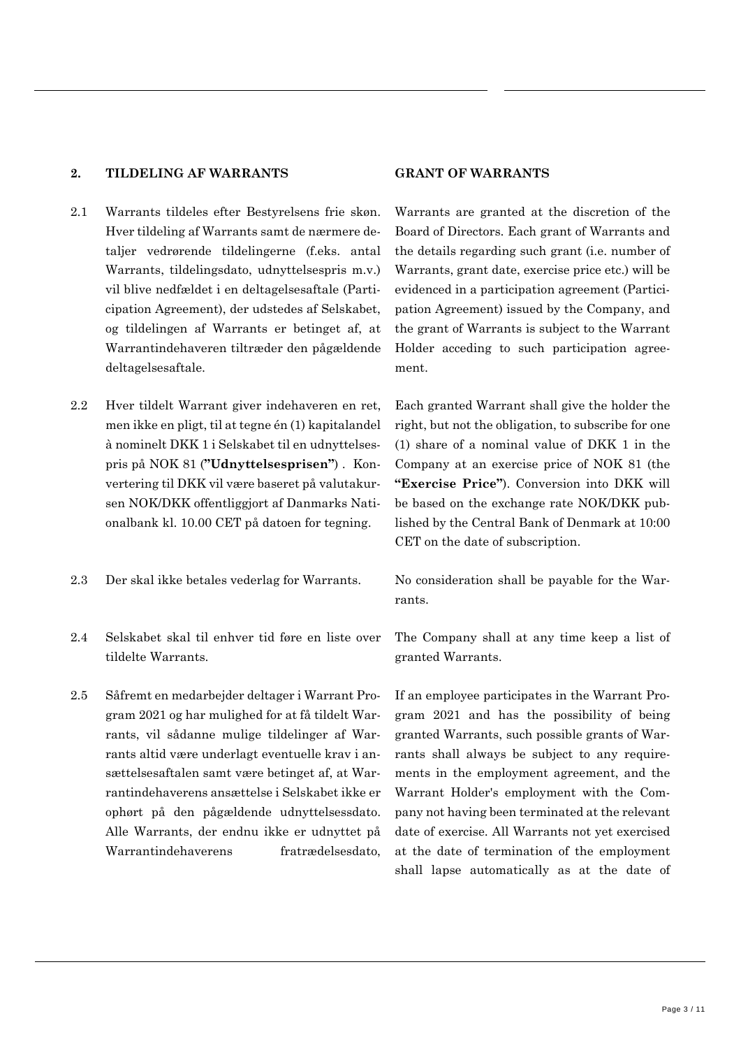## 2. TILDELING AF WARRANTS

## GRANT OF WARRANTS

2.1 Warrants tildeles efter Bestyrelsens frie skøn. Hver tildeling af Warrants samt de nærmere detaljer vedrørende tildelingerne (f.eks. antal Warrants, tildelingsdato, udnyttelsespris m.v.) vil blive nedfældet i en deltagelsesaftale (Participation Agreement), der udstedes af Selskabet, og tildelingen af Warrants er betinget af, at Warrantindehaveren tiltræder den pågældende deltagelsesaftale.

Warrants are granted at the discretion of the Board of Directors. Each grant of Warrants and the details regarding such grant (i.e. number of Warrants, grant date, exercise price etc.) will be evidenced in a participation agreement (Participation Agreement) issued by the Company, and the grant of Warrants is subject to the Warrant Holder acceding to such participation agreement.

2.2 Hver tildelt Warrant giver indehaveren en ret, men ikke en pligt, til at tegne én (1) kapitalandel à nominelt DKK 1 i Selskabet til en udnyttelsespris på NOK 81 (**"Udnyttelsesprisen"**) . Konvertering til DKK vil være baseret på valutakursen NOK/DKK offentliggjort af Danmarks Nationalbank kl. 10.00 CET på datoen for tegning.

Each granted Warrant shall give the holder the right, but not the obligation, to subscribe for one (1) share of a nominal value of DKK 1 in the Company at an exercise price of NOK 81 (the **"Exercise Price"**). Conversion into DKK will be based on the exchange rate NOK/DKK published by the Central Bank of Denmark at 10:00 CET on the date of subscription.

2.3 Der skal ikke betales vederlag for Warrants.

No consideration shall be payable for the Warrants.

2.4 Selskabet skal til enhver tid føre en liste over tildelte Warrants.

The Company shall at any time keep a list of granted Warrants.

2.5 Såfremt en medarbejder deltager i Warrant Program 2021 og har mulighed for at få tildelt Warrants, vil sådanne mulige tildelinger af Warrants altid være underlagt eventuelle krav i ansættelsesaftalen samt være betinget af, at Warrantindehaverens ansættelse i Selskabet ikke er ophørt på den pågældende udnyttelsessdato. Alle Warrants, der endnu ikke er udnyttet på Warrantindehaverens fratrædelsesdato,

If an employee participates in the Warrant Program 2021 and has the possibility of being granted Warrants, such possible grants of Warrants shall always be subject to any requirements in the employment agreement, and the Warrant Holder's employment with the Company not having been terminated at the relevant date of exercise. All Warrants not yet exercised at the date of termination of the employment shall lapse automatically as at the date of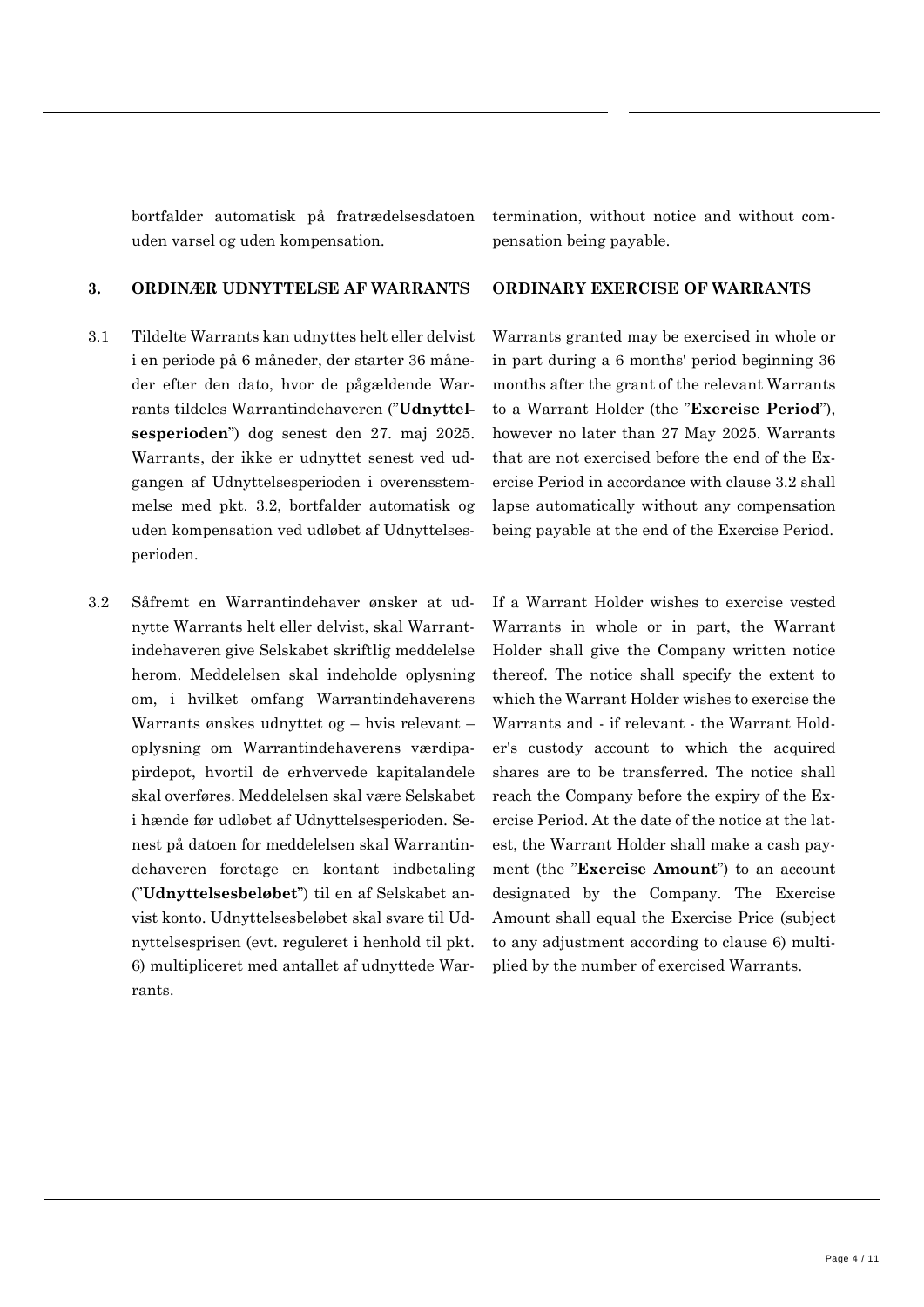bortfalder automatisk på fratrædelsesdatoen uden varsel og uden kompensation.

termination, without notice and without compensation being payable.

## 3. ORDINÆR UDNYTTELSE AF WARRANTS

## ORDINARY EXERCISE OF WARRANTS

3.1 Tildelte Warrants kan udnyttes helt eller delvist i en periode på 6 måneder, der starter 36 måneder efter den dato, hvor de pågældende Warrants tildeles Warrantindehaveren ("**Udnyttelsesperioden**") dog senest den 27. maj 2025. Warrants, der ikke er udnyttet senest ved udgangen af Udnyttelsesperioden i overensstemmelse med pkt. 3.2, bortfalder automatisk og uden kompensation ved udløbet af Udnyttelsesperioden.

Warrants granted may be exercised in whole or in part during a 6 months' period beginning 36 months after the grant of the relevant Warrants to a Warrant Holder (the "**Exercise Period**"), however no later than 27 May 2025. Warrants that are not exercised before the end of the Exercise Period in accordance with clause 3.2 shall lapse automatically without any compensation being payable at the end of the Exercise Period.

3.2 Såfremt en Warrantindehaver ønsker at udnytte Warrants helt eller delvist, skal Warrantindehaveren give Selskabet skriftlig meddelelse herom. Meddelelsen skal indeholde oplysning om, i hvilket omfang Warrantindehaverens Warrants ønskes udnyttet og – hvis relevant – oplysning om Warrantindehaverens værdipapirdepot, hvortil de erhvervede kapitalandele skal overføres. Meddelelsen skal være Selskabet i hænde før udløbet af Udnyttelsesperioden. Senest på datoen for meddelelsen skal Warrantindehaveren foretage en kontant indbetaling ("**Udnyttelsesbeløbet**") til en af Selskabet anvist konto. Udnyttelsesbeløbet skal svare til Udnyttelsesprisen (evt. reguleret i henhold til pkt. 6) multipliceret med antallet af udnyttede Warrants.

If a Warrant Holder wishes to exercise vested Warrants in whole or in part, the Warrant Holder shall give the Company written notice thereof. The notice shall specify the extent to which the Warrant Holder wishes to exercise the Warrants and - if relevant - the Warrant Holder's custody account to which the acquired shares are to be transferred. The notice shall reach the Company before the expiry of the Exercise Period. At the date of the notice at the latest, the Warrant Holder shall make a cash payment (the "**Exercise Amount**") to an account designated by the Company. The Exercise Amount shall equal the Exercise Price (subject to any adjustment according to clause 6) multiplied by the number of exercised Warrants.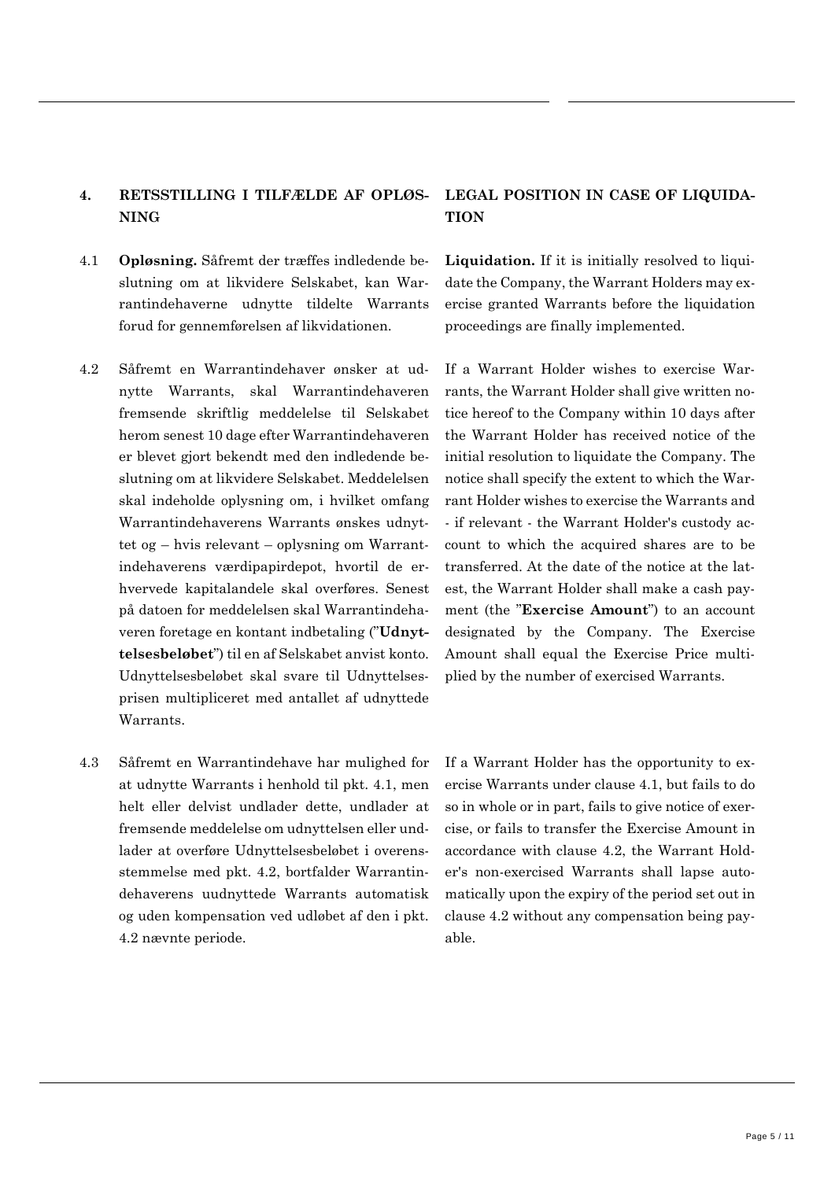## 4. RETSSTILLING I TILFÆLDE AF OPLØSNING

## LEGAL POSITION IN CASE OF LIQUIDATION

4.1 **Opløsning.** Såfremt der træffes indledende beslutning om at likvidere Selskabet, kan Warrantindehaverne udnytte tildelte Warrants forud for gennemførelsen af likvidationen.

**Liquidation.** If it is initially resolved to liquidate the Company, the Warrant Holders may exercise granted Warrants before the liquidation proceedings are finally implemented.

4.2 Såfremt en Warrantindehaver ønsker at udnytte Warrants, skal Warrantindehaveren fremsende skriftlig meddelelse til Selskabet herom senest 10 dage efter Warrantindehaveren er blevet gjort bekendt med den indledende beslutning om at likvidere Selskabet. Meddelelsen skal indeholde oplysning om, i hvilket omfang Warrantindehaverens Warrants ønskes udnyttet og – hvis relevant – oplysning om Warrantindehaverens værdipapirdepot, hvortil de erhvervede kapitalandele skal overføres. Senest på datoen for meddelelsen skal Warrantindehaveren foretage en kontant indbetaling ("**Udnyttelsesbeløbet**") til en af Selskabet anvist konto. Udnyttelsesbeløbet skal svare til Udnyttelsesprisen multipliceret med antallet af udnyttede Warrants.

If a Warrant Holder wishes to exercise Warrants, the Warrant Holder shall give written notice hereof to the Company within 10 days after the Warrant Holder has received notice of the initial resolution to liquidate the Company. The notice shall specify the extent to which the Warrant Holder wishes to exercise the Warrants and - if relevant - the Warrant Holder's custody account to which the acquired shares are to be transferred. At the date of the notice at the latest, the Warrant Holder shall make a cash payment (the "**Exercise Amount**") to an account designated by the Company. The Exercise Amount shall equal the Exercise Price multiplied by the number of exercised Warrants.

4.3 Såfremt en Warrantindehave har mulighed for at udnytte Warrants i henhold til pkt. 4.1, men helt eller delvist undlader dette, undlader at fremsende meddelelse om udnyttelsen eller undlader at overføre Udnyttelsesbeløbet i overensstemmelse med pkt. 4.2, bortfalder Warrantindehaverens uudnyttede Warrants automatisk og uden kompensation ved udløbet af den i pkt. 4.2 nævnte periode.

If a Warrant Holder has the opportunity to exercise Warrants under clause 4.1, but fails to do so in whole or in part, fails to give notice of exercise, or fails to transfer the Exercise Amount in accordance with clause 4.2, the Warrant Holder's non-exercised Warrants shall lapse automatically upon the expiry of the period set out in clause 4.2 without any compensation being payable.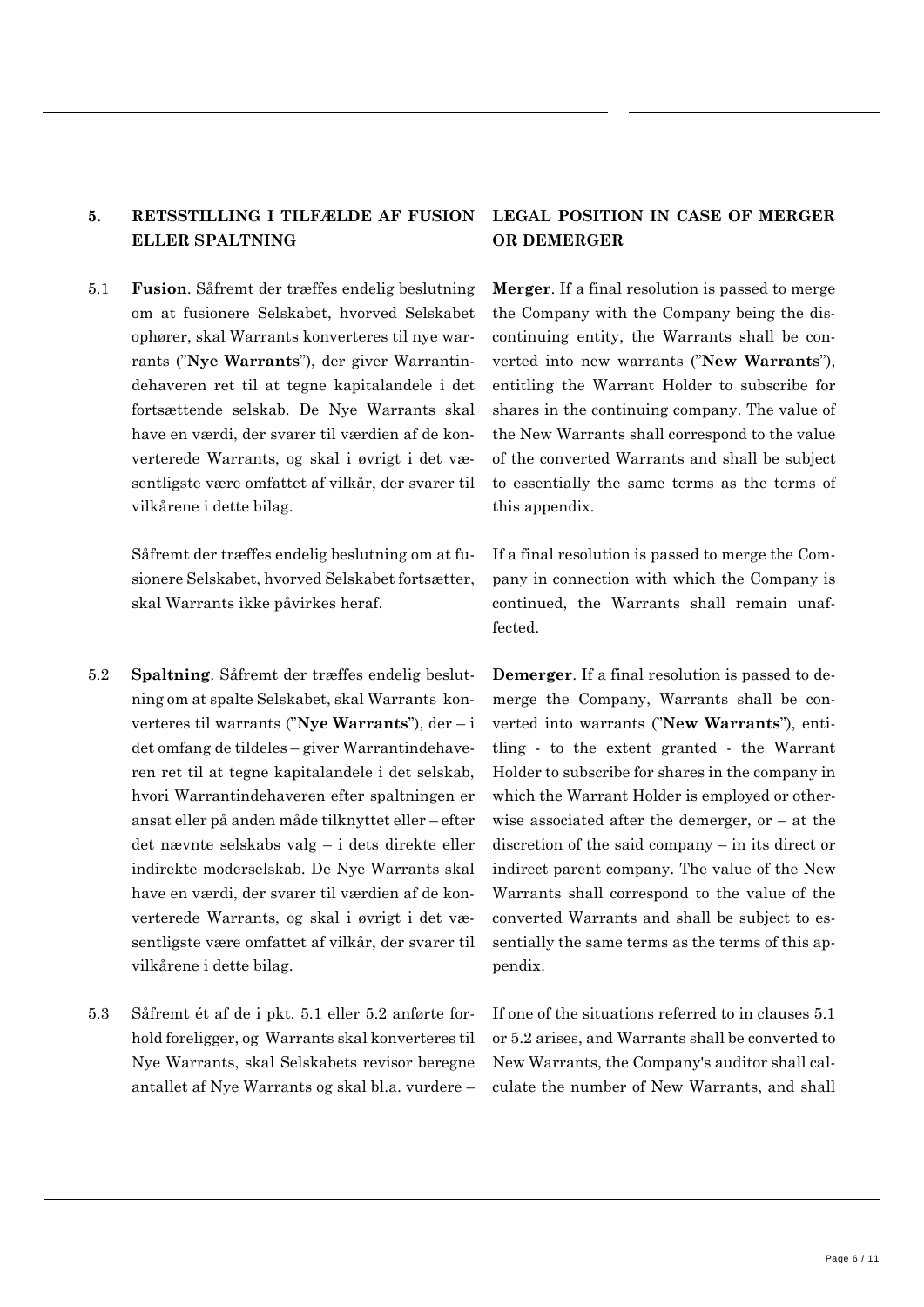## 5. RETSSTILLING I TILFÆLDE AF FUSION ELLER SPALTNING

## LEGAL POSITION IN CASE OF MERGER OR DEMERGER

5.1 **Fusion**. Såfremt der træffes endelig beslutning om at fusionere Selskabet, hvorved Selskabet ophører, skal Warrants konverteres til nye warrants ("**Nye Warrants**"), der giver Warrantindehaveren ret til at tegne kapitalandele i det fortsættende selskab. De Nye Warrants skal have en værdi, der svarer til værdien af de konverterede Warrants, og skal i øvrigt i det væsentligste være omfattet af vilkår, der svarer til vilkårene i dette bilag.

**Merger**. If a final resolution is passed to merge the Company with the Company being the discontinuing entity, the Warrants shall be converted into new warrants ("**New Warrants**"), entitling the Warrant Holder to subscribe for shares in the continuing company. The value of the New Warrants shall correspond to the value of the converted Warrants and shall be subject to essentially the same terms as the terms of this appendix.

Såfremt der træffes endelig beslutning om at fusionere Selskabet, hvorved Selskabet fortsætter, skal Warrants ikke påvirkes heraf.

If a final resolution is passed to merge the Company in connection with which the Company is continued, the Warrants shall remain unaffected.

5.2 **Spaltning**. Såfremt der træffes endelig beslutning om at spalte Selskabet, skal Warrants konverteres til warrants ("**Nye Warrants**"), der – i det omfang de tildeles – giver Warrantindehaveren ret til at tegne kapitalandele i det selskab, hvori Warrantindehaveren efter spaltningen er ansat eller på anden måde tilknyttet eller – efter det nævnte selskabs valg – i dets direkte eller indirekte moderselskab. De Nye Warrants skal have en værdi, der svarer til værdien af de konverterede Warrants, og skal i øvrigt i det væsentligste være omfattet af vilkår, der svarer til vilkårene i dette bilag.

**Demerger**. If a final resolution is passed to demerge the Company, Warrants shall be converted into warrants ("**New Warrants**"), entitling - to the extent granted - the Warrant Holder to subscribe for shares in the company in which the Warrant Holder is employed or otherwise associated after the demerger, or – at the discretion of the said company – in its direct or indirect parent company. The value of the New Warrants shall correspond to the value of the converted Warrants and shall be subject to essentially the same terms as the terms of this appendix.

5.3 Såfremt ét af de i pkt. 5.1 eller 5.2 anførte forhold foreligger, og Warrants skal konverteres til Nye Warrants, skal Selskabets revisor beregne antallet af Nye Warrants og skal bl.a. vurdere –

If one of the situations referred to in clauses 5.1 or 5.2 arises, and Warrants shall be converted to New Warrants, the Company's auditor shall calculate the number of New Warrants, and shall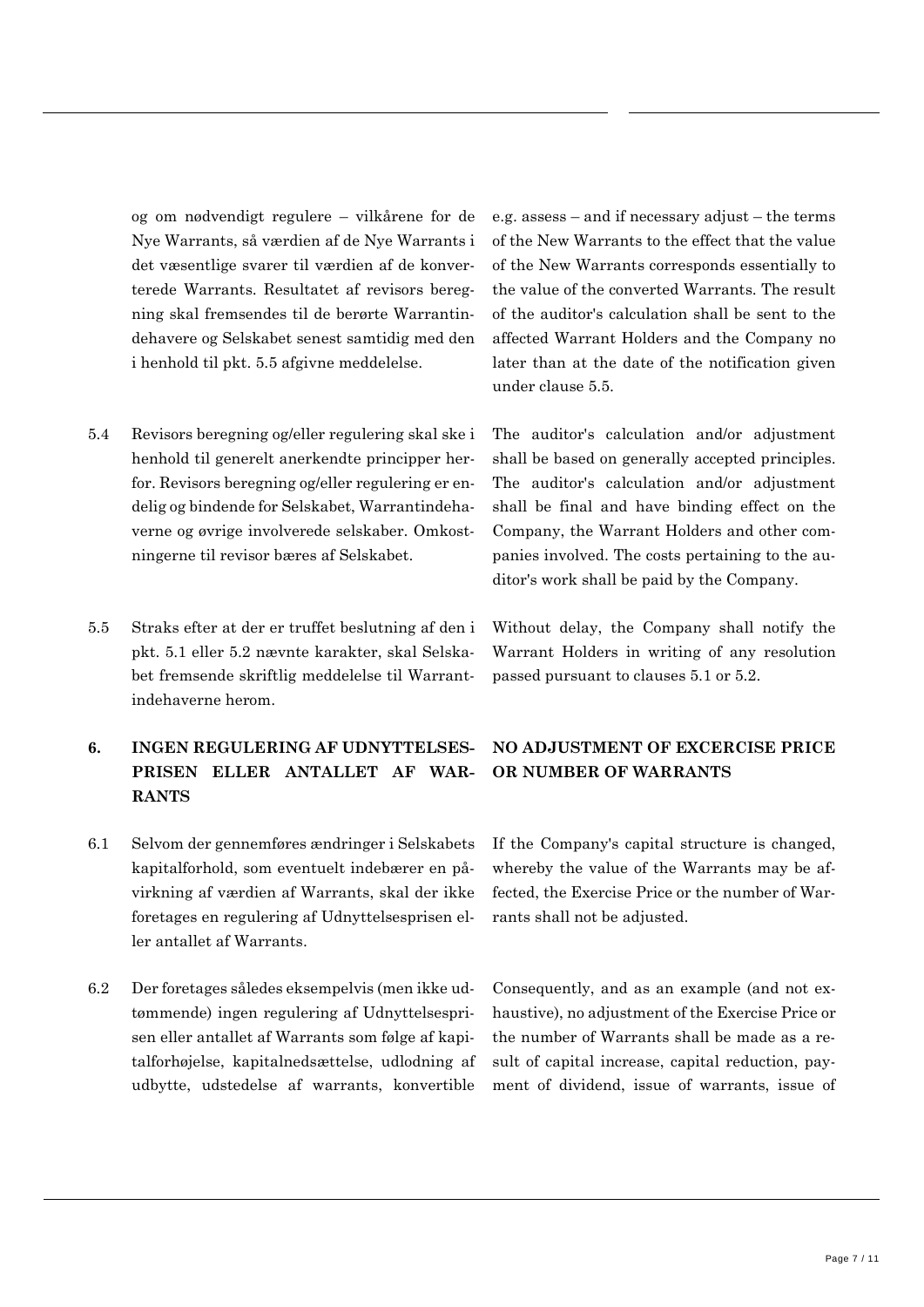og om nødvendigt regulere – vilkårene for de Nye Warrants, så værdien af de Nye Warrants i det væsentlige svarer til værdien af de konverterede Warrants. Resultatet af revisors beregning skal fremsendes til de berørte Warrantindehavere og Selskabet senest samtidig med den i henhold til pkt. 5.5 afgivne meddelelse.

e.g. assess – and if necessary adjust – the terms of the New Warrants to the effect that the value of the New Warrants corresponds essentially to the value of the converted Warrants. The result of the auditor's calculation shall be sent to the affected Warrant Holders and the Company no later than at the date of the notification given under clause 5.5.

5.4 Revisors beregning og/eller regulering skal ske i henhold til generelt anerkendte principper herfor. Revisors beregning og/eller regulering er endelig og bindende for Selskabet, Warrantindehaverne og øvrige involverede selskaber. Omkostningerne til revisor bæres af Selskabet.

The auditor's calculation and/or adjustment shall be based on generally accepted principles. The auditor's calculation and/or adjustment shall be final and have binding effect on the Company, the Warrant Holders and other companies involved. The costs pertaining to the auditor's work shall be paid by the Company.

5.5 Straks efter at der er truffet beslutning af den i pkt. 5.1 eller 5.2 nævnte karakter, skal Selskabet fremsende skriftlig meddelelse til Warrantindehaverne herom.

Without delay, the Company shall notify the Warrant Holders in writing of any resolution passed pursuant to clauses 5.1 or 5.2.

## 6. INGEN REGULERING AF UDNYTTELSESPRISEN ELLER ANTALLET AF WARRANTS

## NO ADJUSTMENT OF EXCERCISE PRICE OR NUMBER OF WARRANTS

6.1 Selvom der gennemføres ændringer i Selskabets kapitalforhold, som eventuelt indebærer en påvirkning af værdien af Warrants, skal der ikke foretages en regulering af Udnyttelsesprisen eller antallet af Warrants.

If the Company's capital structure is changed, whereby the value of the Warrants may be affected, the Exercise Price or the number of Warrants shall not be adjusted.

6.2 Der foretages således eksempelvis (men ikke udtømmende) ingen regulering af Udnyttelsesprisen eller antallet af Warrants som følge af kapitalforhøjelse, kapitalnedsættelse, udlodning af udbytte, udstedelse af warrants, konvertible

Consequently, and as an example (and not exhaustive), no adjustment of the Exercise Price or the number of Warrants shall be made as a result of capital increase, capital reduction, payment of dividend, issue of warrants, issue of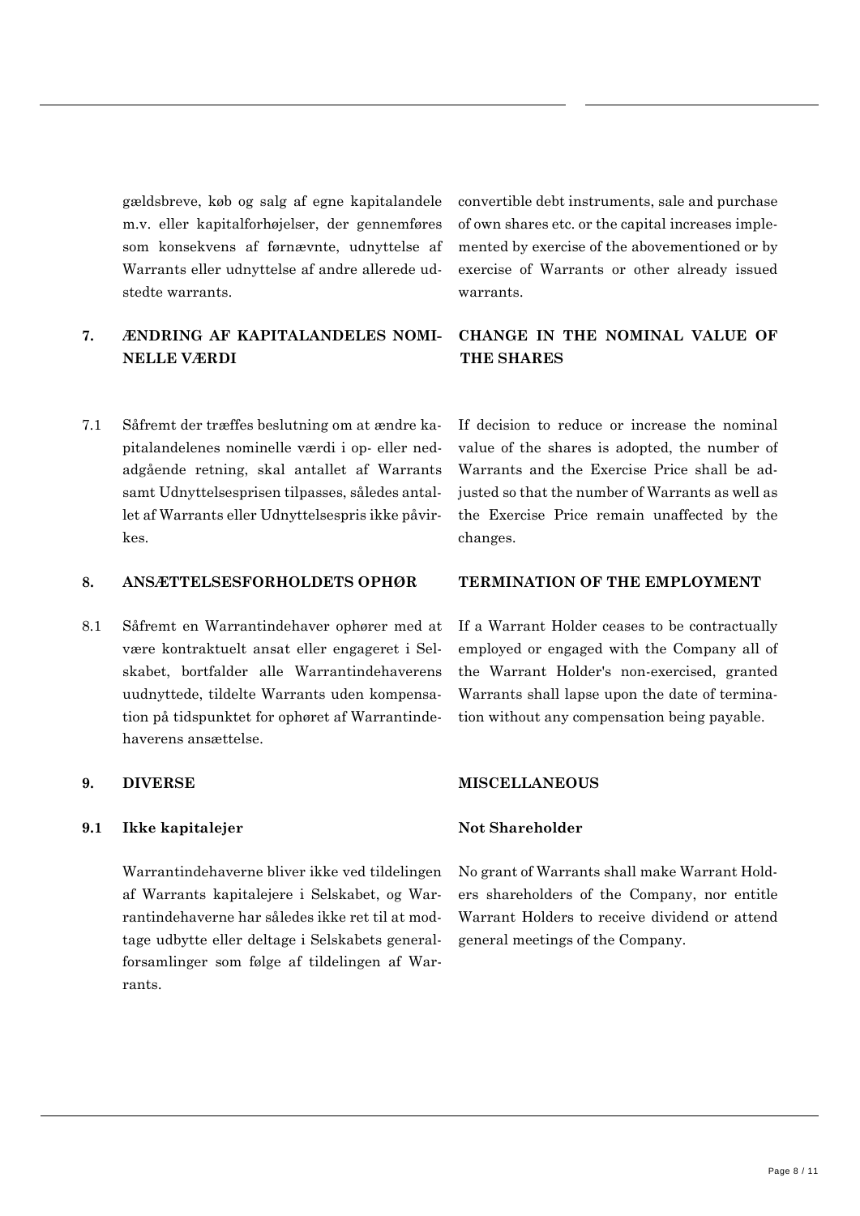gældsbreve, køb og salg af egne kapitalandele m.v. eller kapitalforhøjelser, der gennemføres som konsekvens af førnævnte, udnyttelse af Warrants eller udnyttelse af andre allerede udstedte warrants.

convertible debt instruments, sale and purchase of own shares etc. or the capital increases implemented by exercise of the abovementioned or by exercise of Warrants or other already issued warrants.

## 7. ÆNDRING AF KAPITALANDELES NOMINELLE VÆRDI

## CHANGE IN THE NOMINAL VALUE OF THE SHARES

7.1 Såfremt der træffes beslutning om at ændre kapitalandelenes nominelle værdi i op- eller nedadgående retning, skal antallet af Warrants samt Udnyttelsesprisen tilpasses, således antallet af Warrants eller Udnyttelsespris ikke påvirkes.

If decision to reduce or increase the nominal value of the shares is adopted, the number of Warrants and the Exercise Price shall be adjusted so that the number of Warrants as well as the Exercise Price remain unaffected by the changes.

## 8. ANSÆTTELSESFORHOLDETS OPHØR

## TERMINATION OF THE EMPLOYMENT

8.1 Såfremt en Warrantindehaver ophører med at være kontraktuelt ansat eller engageret i Selskabet, bortfalder alle Warrantindehaverens uudnyttede, tildelte Warrants uden kompensation på tidspunktet for ophøret af Warrantindehaverens ansættelse.

If a Warrant Holder ceases to be contractually employed or engaged with the Company all of the Warrant Holder's non-exercised, granted Warrants shall lapse upon the date of termination without any compensation being payable.

## 9. DIVERSE

## MISCELLANEOUS

### 9.1 Ikke kapitalejer

### Not Shareholder

Warrantindehaverne bliver ikke ved tildelingen af Warrants kapitalejere i Selskabet, og Warrantindehaverne har således ikke ret til at modtage udbytte eller deltage i Selskabets generalforsamlinger som følge af tildelingen af Warrants.

No grant of Warrants shall make Warrant Holders shareholders of the Company, nor entitle Warrant Holders to receive dividend or attend general meetings of the Company.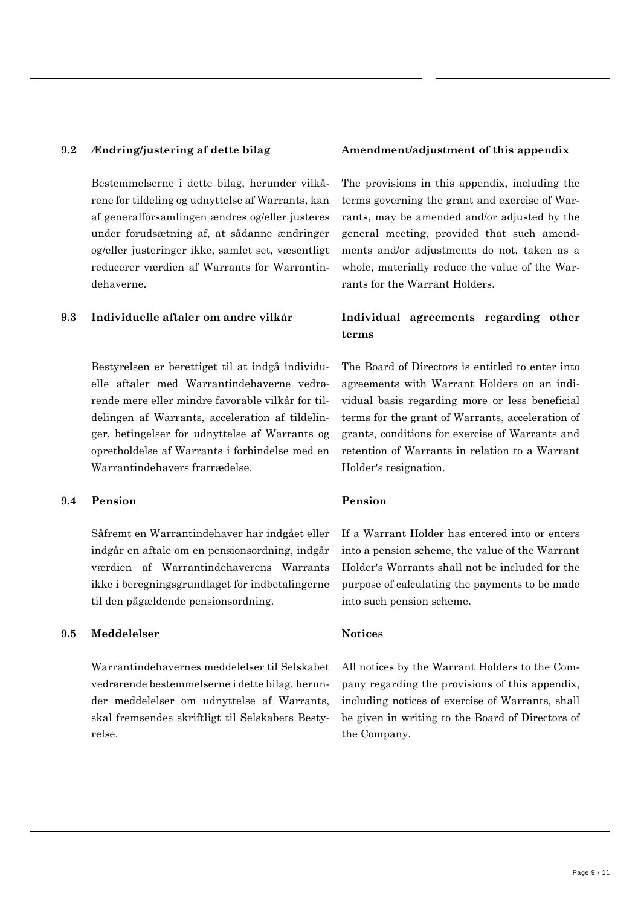### 9.2 Ændring/justering af dette bilag

**Amendment/adjustment of this appendix**

Bestemmelserne i dette bilag, herunder vilkårene for tildeling og udnyttelse af Warrants, kan af generalforsamlingen ændres og/eller justeres under forudsætning af, at sådanne ændringer og/eller justeringer ikke, samlet set, væsentligt reducerer værdien af Warrants for Warrantindehaverne.

The provisions in this appendix, including the terms governing the grant and exercise of Warrants, may be amended and/or adjusted by the general meeting, provided that such amendments and/or adjustments do not, taken as a whole, materially reduce the value of the Warrants for the Warrant Holders.

### 9.3 Individuelle aftaler om andre vilkår

**Individual agreements regarding other terms**

Bestyrelsen er berettiget til at indgå individuelle aftaler med Warrantindehaverne vedrørende mere eller mindre favorable vilkår for tildelingen af Warrants, acceleration af tildelinger, betingelser for udnyttelse af Warrants og opretholdelse af Warrants i forbindelse med en Warrantindehavers fratrædelse.

The Board of Directors is entitled to enter into agreements with Warrant Holders on an individual basis regarding more or less beneficial terms for the grant of Warrants, acceleration of grants, conditions for exercise of Warrants and retention of Warrants in relation to a Warrant Holder's resignation.

### 9.4 Pension

**Pension**

Såfremt en Warrantindehaver har indgået eller indgår en aftale om en pensionsordning, indgår værdien af Warrantindehaverens Warrants ikke i beregningsgrundlaget for indbetalingerne til den pågældende pensionsordning.

If a Warrant Holder has entered into or enters into a pension scheme, the value of the Warrant Holder's Warrants shall not be included for the purpose of calculating the payments to be made into such pension scheme.

### 9.5 Meddelelser

**Notices**

Warrantindehavernes meddelelser til Selskabet vedrørende bestemmelserne i dette bilag, herunder meddelelser om udnyttelse af Warrants, skal fremsendes skriftligt til Selskabets Bestyrelse.

All notices by the Warrant Holders to the Company regarding the provisions of this appendix, including notices of exercise of Warrants, shall be given in writing to the Board of Directors of the Company.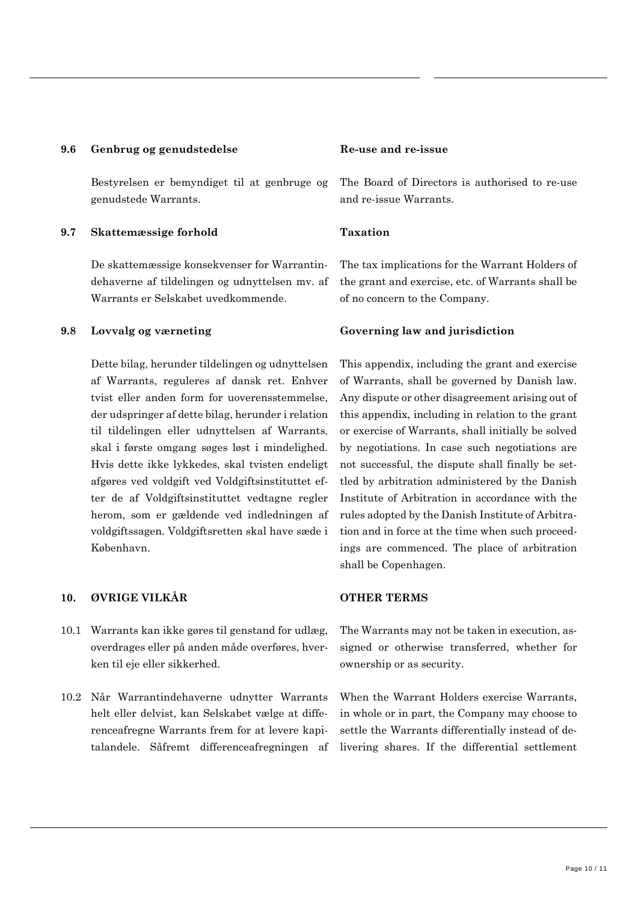### 9.6 Genbrug og genudstedelse

Bestyrelsen er bemyndiget til at genbruge og genudstede Warrants.

### Re-use and re-issue

The Board of Directors is authorised to re-use and re-issue Warrants.

### 9.7 Skattemæssige forhold

De skattemæssige konsekvenser for Warrantindehaverne af tildelingen og udnyttelsen mv. af Warrants er Selskabet uvedkommende.

### Taxation

The tax implications for the Warrant Holders of the grant and exercise, etc. of Warrants shall be of no concern to the Company.

### 9.8 Lovvalg og værneting

Dette bilag, herunder tildelingen og udnyttelsen af Warrants, reguleres af dansk ret. Enhver tvist eller anden form for uoverensstemmelse, der udspringer af dette bilag, herunder i relation til tildelingen eller udnyttelsen af Warrants, skal i første omgang søges løst i mindelighed. Hvis dette ikke lykkedes, skal tvisten endeligt afgøres ved voldgift ved Voldgiftsinstituttet efter de af Voldgiftsinstituttet vedtagne regler herom, som er gældende ved indledningen af voldgiftssagen. Voldgiftsretten skal have sæde i København.

### Governing law and jurisdiction

This appendix, including the grant and exercise of Warrants, shall be governed by Danish law. Any dispute or other disagreement arising out of this appendix, including in relation to the grant or exercise of Warrants, shall initially be solved by negotiations. In case such negotiations are not successful, the dispute shall finally be settled by arbitration administered by the Danish Institute of Arbitration in accordance with the rules adopted by the Danish Institute of Arbitration and in force at the time when such proceedings are commenced. The place of arbitration shall be Copenhagen.

## 10. ØVRIGE VILKÅR

## OTHER TERMS

10.1 Warrants kan ikke gøres til genstand for udlæg, overdrages eller på anden måde overføres, hverken til eje eller sikkerhed.

The Warrants may not be taken in execution, assigned or otherwise transferred, whether for ownership or as security.

10.2 Når Warrantindehaverne udnytter Warrants helt eller delvist, kan Selskabet vælge at differenceafregne Warrants frem for at levere kapitalandele. Såfremt differenceafregningen af

When the Warrant Holders exercise Warrants, in whole or in part, the Company may choose to settle the Warrants differentially instead of delivering shares. If the differential settlement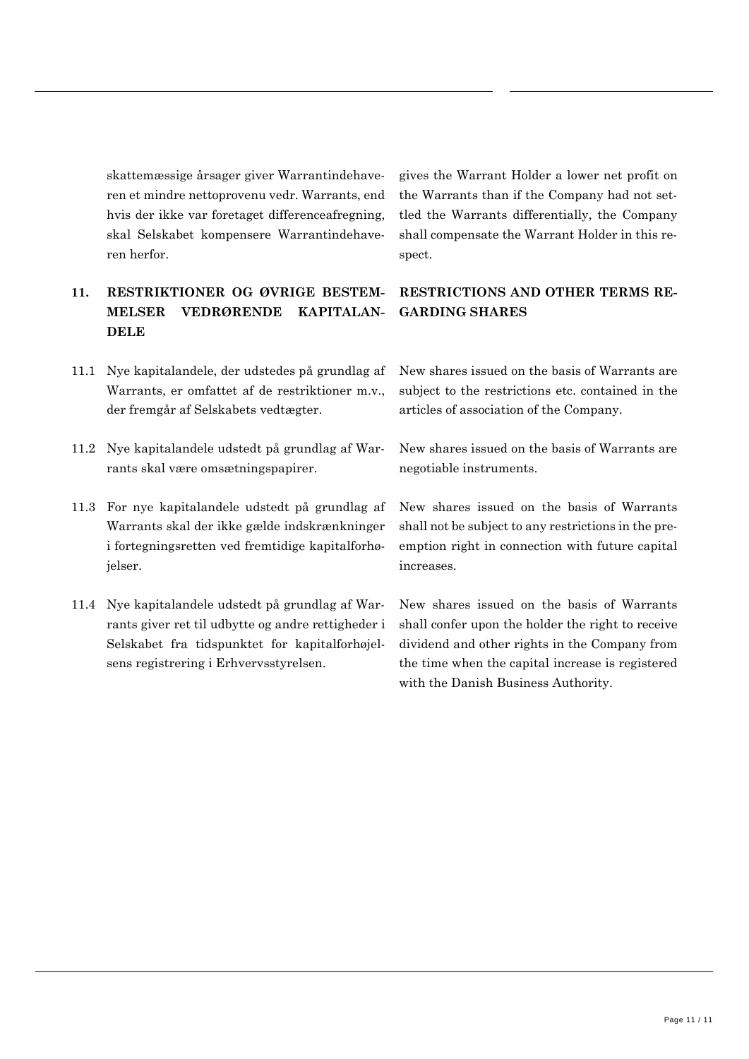skattemæssige årsager giver Warrantindehaveren et mindre nettoprovenu vedr. Warrants, end hvis der ikke var foretaget differenceafregning, skal Selskabet kompensere Warrantindehaveren herfor.

gives the Warrant Holder a lower net profit on the Warrants than if the Company had not settled the Warrants differentially, the Company shall compensate the Warrant Holder in this respect.

## 11. RESTRIKTIONER OG ØVRIGE BESTEMMELSER VEDRØRENDE KAPITALANDELE

## RESTRICTIONS AND OTHER TERMS REGARDING SHARES

11.1 Nye kapitalandele, der udstedes på grundlag af Warrants, er omfattet af de restriktioner m.v., der fremgår af Selskabets vedtægter.

New shares issued on the basis of Warrants are subject to the restrictions etc. contained in the articles of association of the Company.

11.2 Nye kapitalandele udstedt på grundlag af Warrants skal være omsætningspapirer.

New shares issued on the basis of Warrants are negotiable instruments.

11.3 For nye kapitalandele udstedt på grundlag af Warrants skal der ikke gælde indskrænkninger i fortegningsretten ved fremtidige kapitalforhøjelser.

New shares issued on the basis of Warrants shall not be subject to any restrictions in the preemption right in connection with future capital increases.

11.4 Nye kapitalandele udstedt på grundlag af Warrants giver ret til udbytte og andre rettigheder i Selskabet fra tidspunktet for kapitalforhøjelsens registrering i Erhvervsstyrelsen.

New shares issued on the basis of Warrants shall confer upon the holder the right to receive dividend and other rights in the Company from the time when the capital increase is registered with the Danish Business Authority.